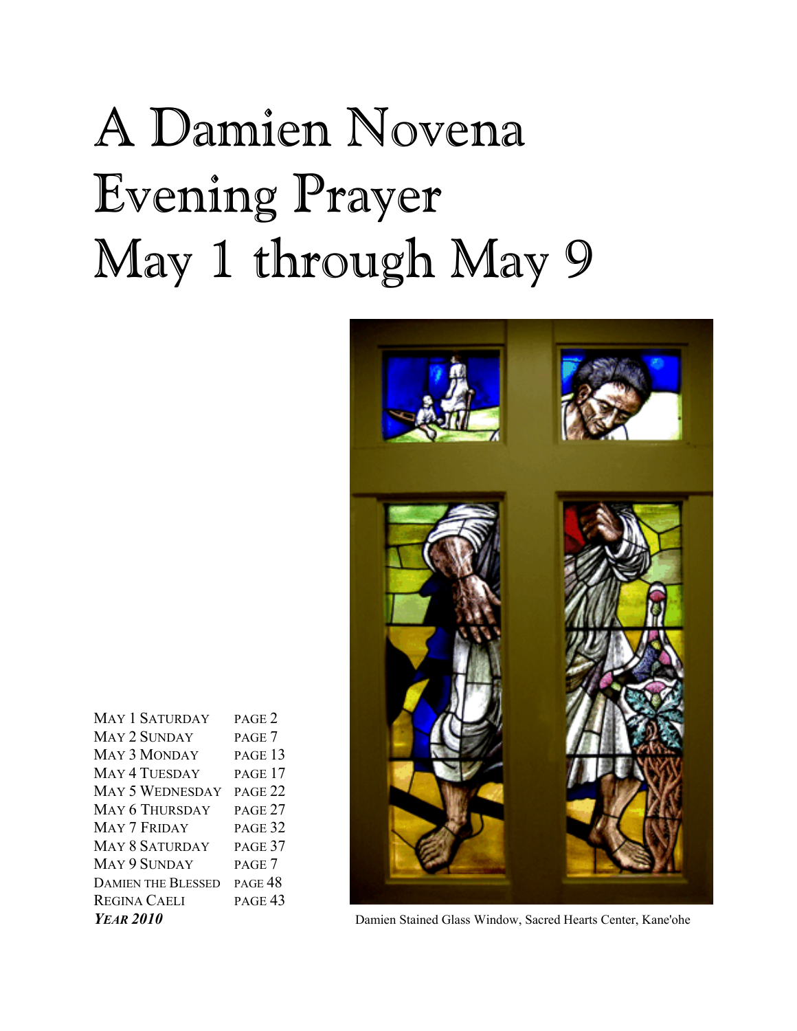# A Damien Novena Evening Prayer May 1 through May 9

| | |
|---|---|
| May 1 Saturday | page 2 |
| May 2 Sunday | page 7 |
| May 3 Monday | page 13 |
| May 4 Tuesday | page 17 |
| May 5 Wednesday | page 22 |
| May 6 Thursday | page 27 |
| May 7 Friday | page 32 |
| May 8 Saturday | page 37 |
| May 9 Sunday | page 7 |
| Damien the Blessed | page 48 |
| Regina Caeli | page 43 |

***Year 2010***

Damien Stained Glass Window, Sacred Hearts Center, Kane'ohe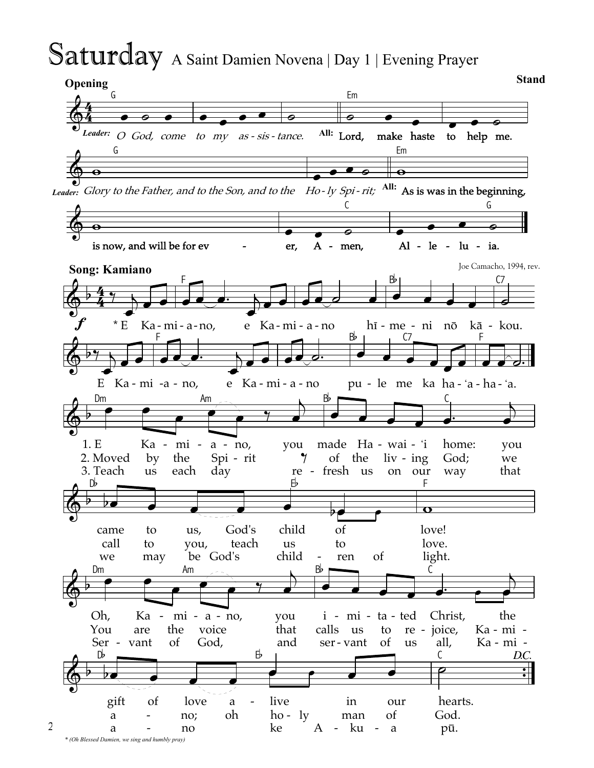# Saturday A Saint Damien Novena | Day 1 | Evening Prayer

**Stand**

**Opening**

*Leader:* *O God, come to my as-sis-tance.* **All:** Lord, make haste to help me.

*Leader:* *Glory to the Father, and to the Son, and to the Ho-ly Spi-rit;* **All:** As is was in the beginning, is now, and will be for ev - er, A - men, Al - le - lu - ia.

**Song: Kamiano**

Joe Camacho, 1994, rev.

*E Ka-mi-a-no, e Ka-mi-a-no hī-me-ni nō kā-kou.
E Ka-mi-a-no, e Ka-mi-a-no pu-le me ka ha-ʻa-ha-ʻa.

1. E Ka-mi-a-no, you made Ha-wai-ʻi home: you came to us, God's child of love!
Oh, Ka-mi-a-no, you i-mi-ta-ted Christ, the gift of love a-live in our hearts.

2. Moved by the Spi-rit of the liv-ing God; we call to you, teach us to love.
You are the voice that calls us to re-joice, Ka-mi-a-no; oh ho-ly man of God.

3. Teach us each day re-fresh us on our way that we may be God's child-ren of light.
Ser-vant of God, and ser-vant of us all, Ka-mi-a-no ke A-ku-a pū.

*D.C.*

\* (Oh Blessed Damien, we sing and humbly pray)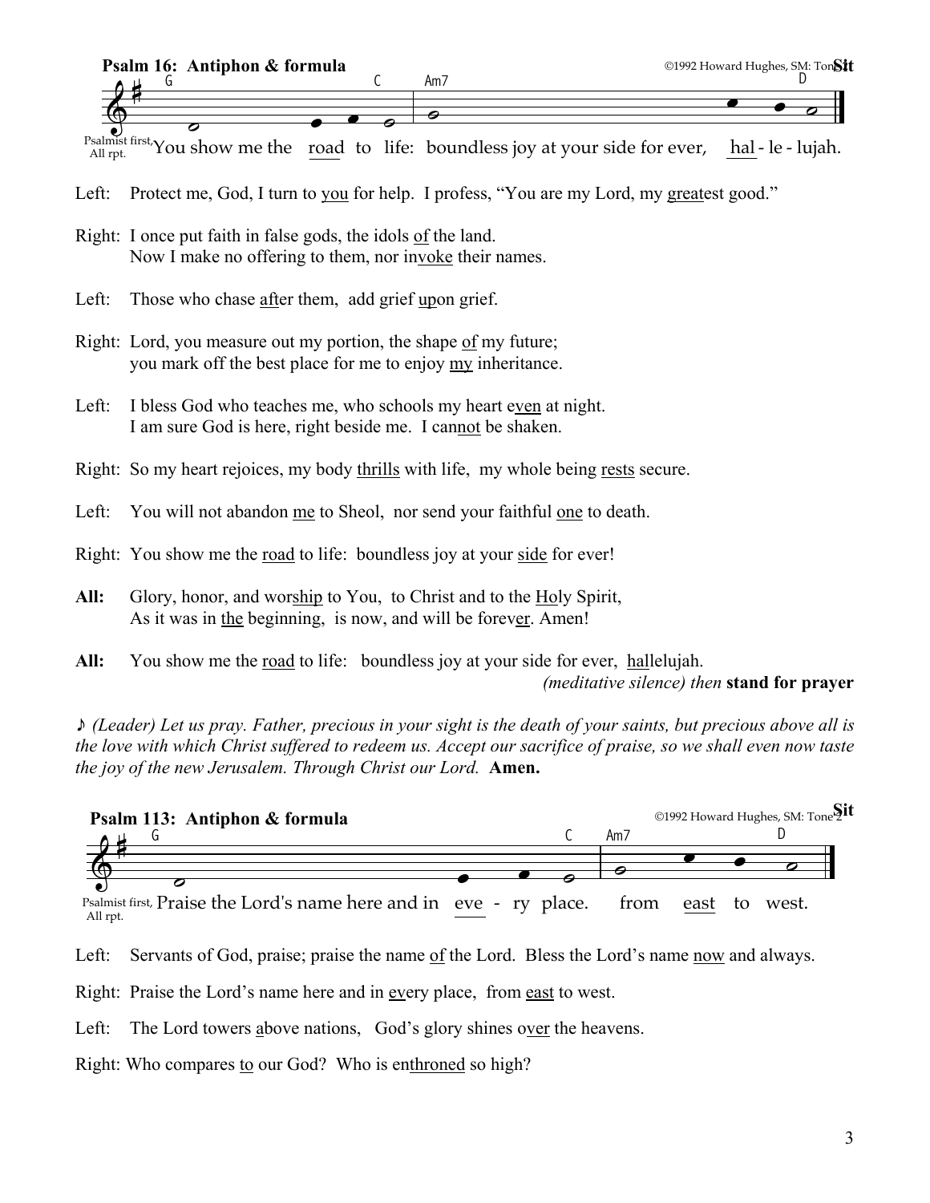**Psalm 16: Antiphon & formula** ©1992 Howard Hughes, SM: Tone 2 **Sit**

G C Am7 D

Psalmist first, All rpt. You show me the road to life: boundless joy at your side for ever, hal - le - lujah.

Left: Protect me, God, I turn to you for help. I profess, "You are my Lord, my greatest good."

Right: I once put faith in false gods, the idols of the land.
Now I make no offering to them, nor invoke their names.

Left: Those who chase after them, add grief upon grief.

Right: Lord, you measure out my portion, the shape of my future;
you mark off the best place for me to enjoy my inheritance.

Left: I bless God who teaches me, who schools my heart even at night.
I am sure God is here, right beside me. I cannot be shaken.

Right: So my heart rejoices, my body thrills with life, my whole being rests secure.

Left: You will not abandon me to Sheol, nor send your faithful one to death.

Right: You show me the road to life: boundless joy at your side for ever!

**All:** Glory, honor, and worship to You, to Christ and to the Holy Spirit,
As it was in the beginning, is now, and will be forever. Amen!

**All:** You show me the road to life: boundless joy at your side for ever, hallelujah.

*(meditative silence) then* **stand for prayer**

♪ *(Leader) Let us pray. Father, precious in your sight is the death of your saints, but precious above all is the love with which Christ suffered to redeem us. Accept our sacrifice of praise, so we shall even now taste the joy of the new Jerusalem. Through Christ our Lord.* **Amen.**

**Psalm 113: Antiphon & formula** ©1992 Howard Hughes, SM: Tone 2 **Sit**

G C Am7 D

Psalmist first, All rpt. Praise the Lord's name here and in eve - ry place. from east to west.

Left: Servants of God, praise; praise the name of the Lord. Bless the Lord's name now and always.

Right: Praise the Lord's name here and in every place, from east to west.

Left: The Lord towers above nations, God's glory shines over the heavens.

Right: Who compares to our God? Who is enthroned so high?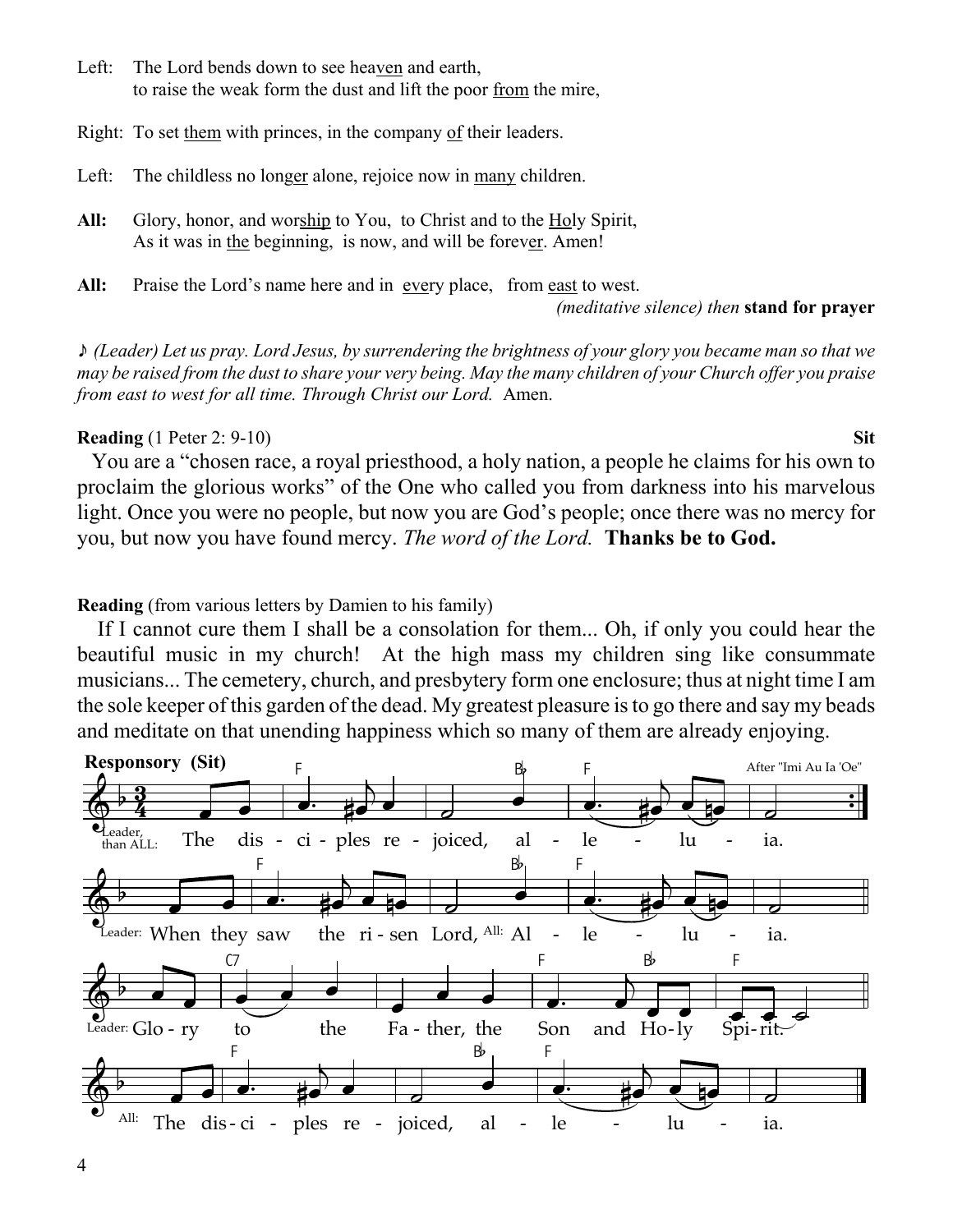Left: The Lord bends down to see heaven and earth,
to raise the weak form the dust and lift the poor from the mire,

Right: To set them with princes, in the company of their leaders.

Left: The childless no longer alone, rejoice now in many children.

**All:** Glory, honor, and worship to You, to Christ and to the Holy Spirit,
As it was in the beginning, is now, and will be forever. Amen!

**All:** Praise the Lord's name here and in every place, from east to west.

*(meditative silence) then* **stand for prayer**

♪ *(Leader) Let us pray. Lord Jesus, by surrendering the brightness of your glory you became man so that we may be raised from the dust to share your very being. May the many children of your Church offer you praise from east to west for all time. Through Christ our Lord.* Amen.

**Reading** (1 Peter 2: 9-10) **Sit**

You are a "chosen race, a royal priesthood, a holy nation, a people he claims for his own to proclaim the glorious works" of the One who called you from darkness into his marvelous light. Once you were no people, but now you are God's people; once there was no mercy for you, but now you have found mercy. *The word of the Lord.* **Thanks be to God.**

**Reading** (from various letters by Damien to his family)

If I cannot cure them I shall be a consolation for them... Oh, if only you could hear the beautiful music in my church! At the high mass my children sing like consummate musicians... The cemetery, church, and presbytery form one enclosure; thus at night time I am the sole keeper of this garden of the dead. My greatest pleasure is to go there and say my beads and meditate on that unending happiness which so many of them are already enjoying.

**Responsory (Sit)**

After "Imi Au Ia 'Oe"

Leader, than ALL: The disciples rejoiced, alleluia.

Leader: When they saw the risen Lord, All: Alleluia.

Leader: Glory to the Father, the Son and Holy Spirit.

All: The disciples rejoiced, alleluia.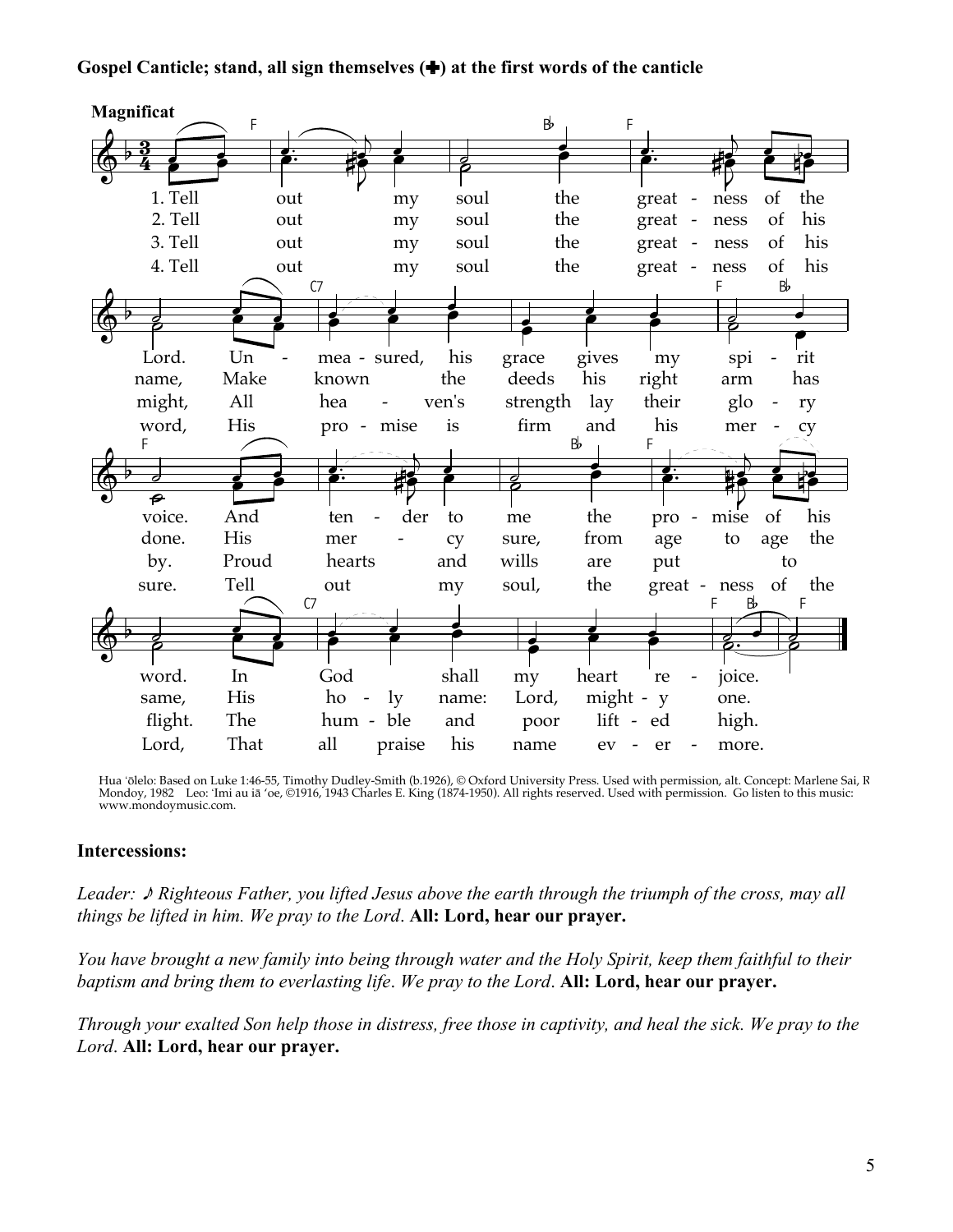**Gospel Canticle; stand, all sign themselves (✚) at the first words of the canticle**

**Magnificat**

1. Tell out my soul the greatness of the Lord. Unmeasured, his grace gives my spirit voice. And tender to me the promise of his word. In God shall my heart rejoice.

2. Tell out my soul the greatness of his name, Make known the deeds his right arm has done. His mercy sure, from age to age the same, His holy name: Lord, mighty one.

3. Tell out my soul the greatness of his might, All heaven's strength lay their glory by. Proud hearts and wills are put to flight. The humble and poor lifted high.

4. Tell out my soul the greatness of his word, His promise is firm and his mercy sure. Tell out my soul, the greatness of the Lord, That all praise his name evermore.

Hua ʻōlelo: Based on Luke 1:46-55, Timothy Dudley-Smith (b.1926), © Oxford University Press. Used with permission, alt. Concept: Marlene Sai, R Mondoy, 1982 Leo: ʻImi au iā ʻoe, ©1916, 1943 Charles E. King (1874-1950). All rights reserved. Used with permission. Go listen to this music: www.mondoymusic.com.

**Intercessions:**

*Leader: ♪ Righteous Father, you lifted Jesus above the earth through the triumph of the cross, may all things be lifted in him. We pray to the Lord*. **All: Lord, hear our prayer.**

*You have brought a new family into being through water and the Holy Spirit, keep them faithful to their baptism and bring them to everlasting life*. *We pray to the Lord*. **All: Lord, hear our prayer.**

*Through your exalted Son help those in distress, free those in captivity, and heal the sick. We pray to the Lord*. **All: Lord, hear our prayer.**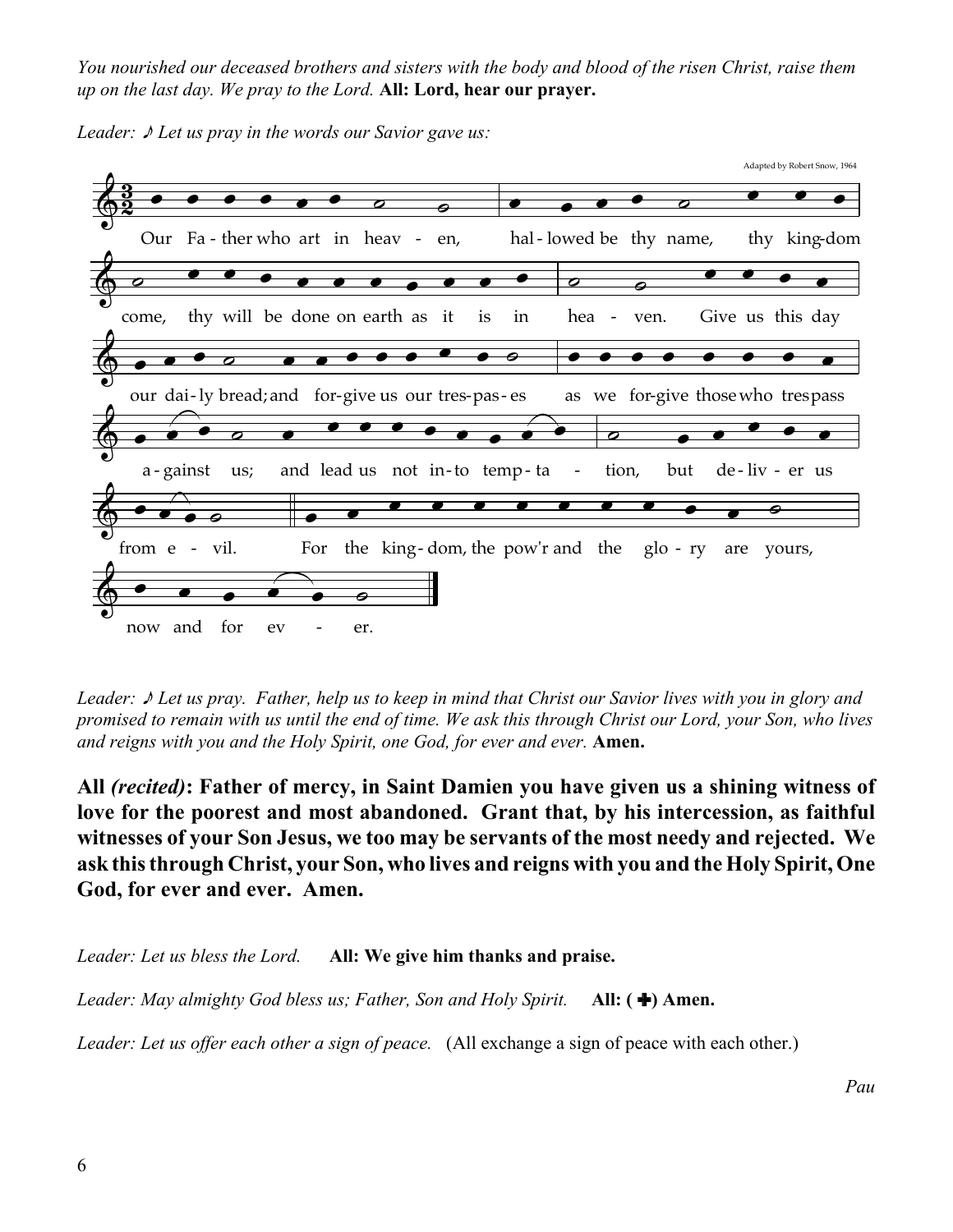*You nourished our deceased brothers and sisters with the body and blood of the risen Christ, raise them up on the last day. We pray to the Lord.* **All: Lord, hear our prayer.**

*Leader: ♪ Let us pray in the words our Savior gave us:*

Adapted by Robert Snow, 1964

Our Fa - ther who art in heav - en, hal - lowed be thy name, thy king-dom come, thy will be done on earth as it is in hea - ven. Give us this day our dai - ly bread; and for-give us our tres-pas - es as we for-give those who trespass a - gainst us; and lead us not in - to temp - ta - tion, but de - liv - er us from e - vil. For the king - dom, the pow'r and the glo - ry are yours, now and for ev - er.

*Leader: ♪ Let us pray. Father, help us to keep in mind that Christ our Savior lives with you in glory and promised to remain with us until the end of time. We ask this through Christ our Lord, your Son, who lives and reigns with you and the Holy Spirit, one God, for ever and ever.* **Amen.**

**All *(recited)*: Father of mercy, in Saint Damien you have given us a shining witness of love for the poorest and most abandoned. Grant that, by his intercession, as faithful witnesses of your Son Jesus, we too may be servants of the most needy and rejected. We ask this through Christ, your Son, who lives and reigns with you and the Holy Spirit, One God, for ever and ever. Amen.**

*Leader: Let us bless the Lord.* **All: We give him thanks and praise.**

*Leader: May almighty God bless us; Father, Son and Holy Spirit.* **All: (✚) Amen.**

*Leader: Let us offer each other a sign of peace.* (All exchange a sign of peace with each other.)

*Pau*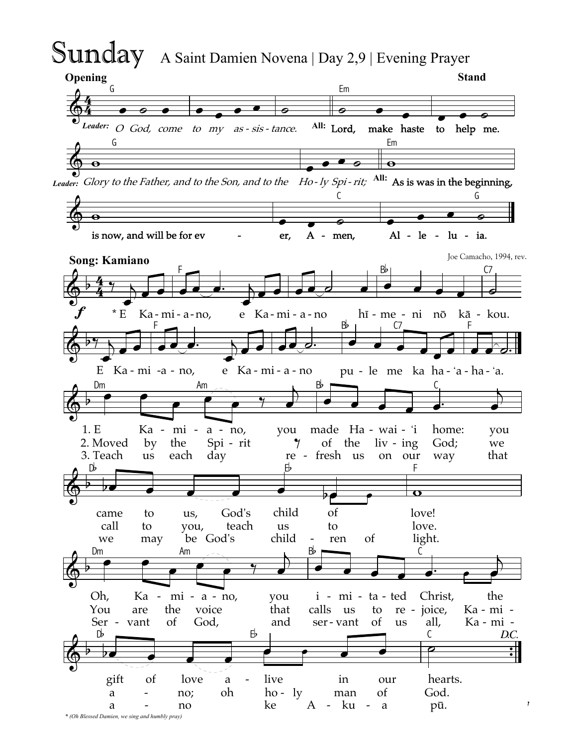# Sunday

A Saint Damien Novena | Day 2,9 | Evening Prayer

**Opening** — **Stand**

*Leader:* *O God, come to my assistance.*
**All:** Lord, make haste to help me.

*Leader:* *Glory to the Father, and to the Son, and to the Holy Spirit;*
**All:** As is was in the beginning, is now, and will be for ever, Amen, Alleluia.

**Song: Kamiano**

Joe Camacho, 1994, rev.

*E Kamiano, e Kamiano hīmeni nō kākou.
E Kamiano, e Kamiano pule me ka haʻahaʻa.

1. E Kamiano, you made Hawaiʻi home: you came to us, God's child of love!
Oh, Kamiano, you imitated Christ, the gift of love alive in our hearts.

2. Moved by the Spirit of the living God; we call to you, teach us to love.
You are the voice that calls us to rejoice, Kamiano; oh holy man of God.

3. Teach us each day refresh us on our way that we may be God's children of light.
Servant of God, and servant of us all, Kamiano ke Akua pū.

D.C.

* *(Oh Blessed Damien, we sing and humbly pray)*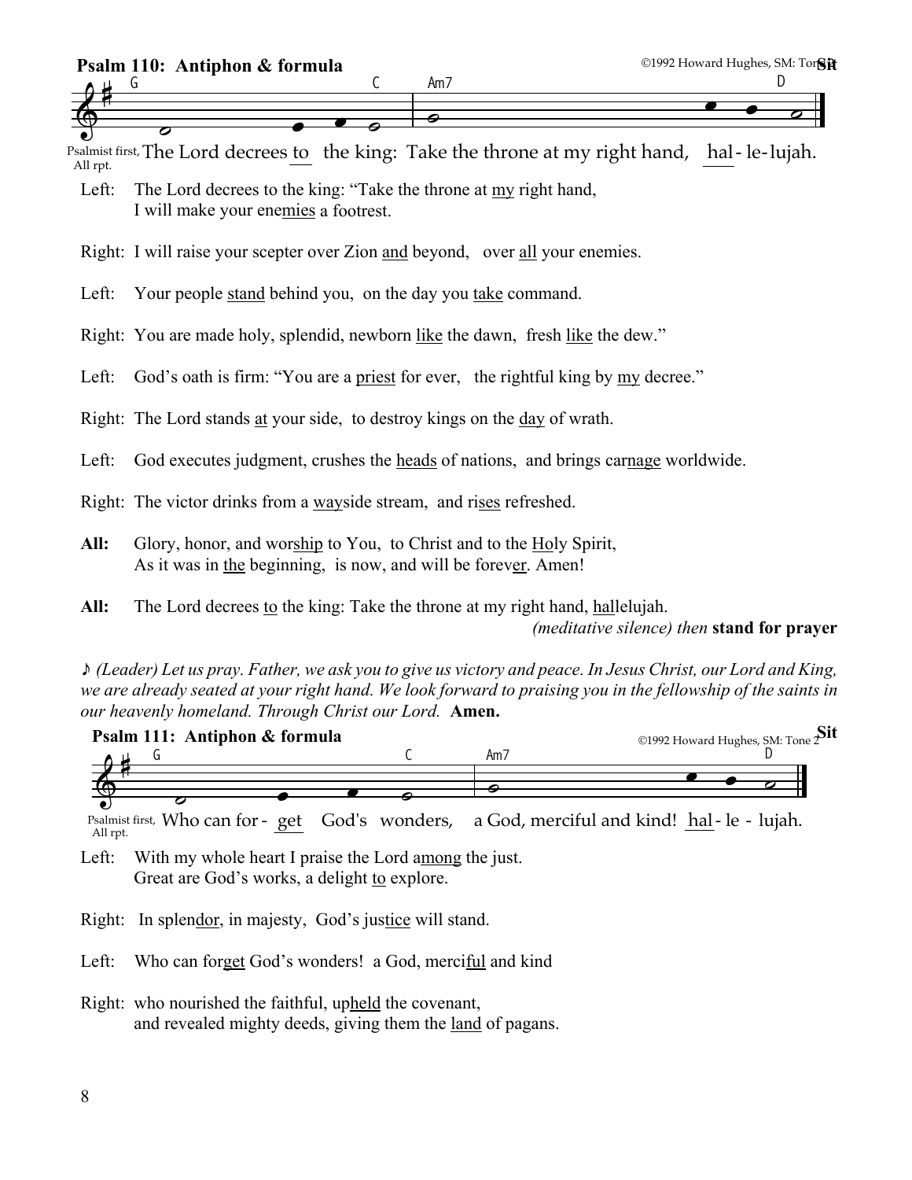**Psalm 110: Antiphon & formula** ©1992 Howard Hughes, SM: Tone 2 **Sit**

G C Am7 D

Psalmist first, All rpt. The Lord decrees to the king: Take the throne at my right hand, hal-le-lujah.

Left: The Lord decrees to the king: "Take the throne at my right hand,
I will make your enemies a footrest.

Right: I will raise your scepter over Zion and beyond, over all your enemies.

Left: Your people stand behind you, on the day you take command.

Right: You are made holy, splendid, newborn like the dawn, fresh like the dew."

Left: God's oath is firm: "You are a priest for ever, the rightful king by my decree."

Right: The Lord stands at your side, to destroy kings on the day of wrath.

Left: God executes judgment, crushes the heads of nations, and brings carnage worldwide.

Right: The victor drinks from a wayside stream, and rises refreshed.

**All:** Glory, honor, and worship to You, to Christ and to the Holy Spirit,
As it was in the beginning, is now, and will be forever. Amen!

**All:** The Lord decrees to the king: Take the throne at my right hand, hallelujah.

*(meditative silence) then* **stand for prayer**

♪ *(Leader) Let us pray. Father, we ask you to give us victory and peace. In Jesus Christ, our Lord and King, we are already seated at your right hand. We look forward to praising you in the fellowship of the saints in our heavenly homeland. Through Christ our Lord.* **Amen.**

**Psalm 111: Antiphon & formula** ©1992 Howard Hughes, SM: Tone 2 **Sit**

G C Am7 D

Psalmist first, All rpt. Who can for-get God's wonders, a God, merciful and kind! hal-le-lujah.

Left: With my whole heart I praise the Lord among the just.
Great are God's works, a delight to explore.

Right: In splendor, in majesty, God's justice will stand.

Left: Who can forget God's wonders! a God, merciful and kind

Right: who nourished the faithful, upheld the covenant,
and revealed mighty deeds, giving them the land of pagans.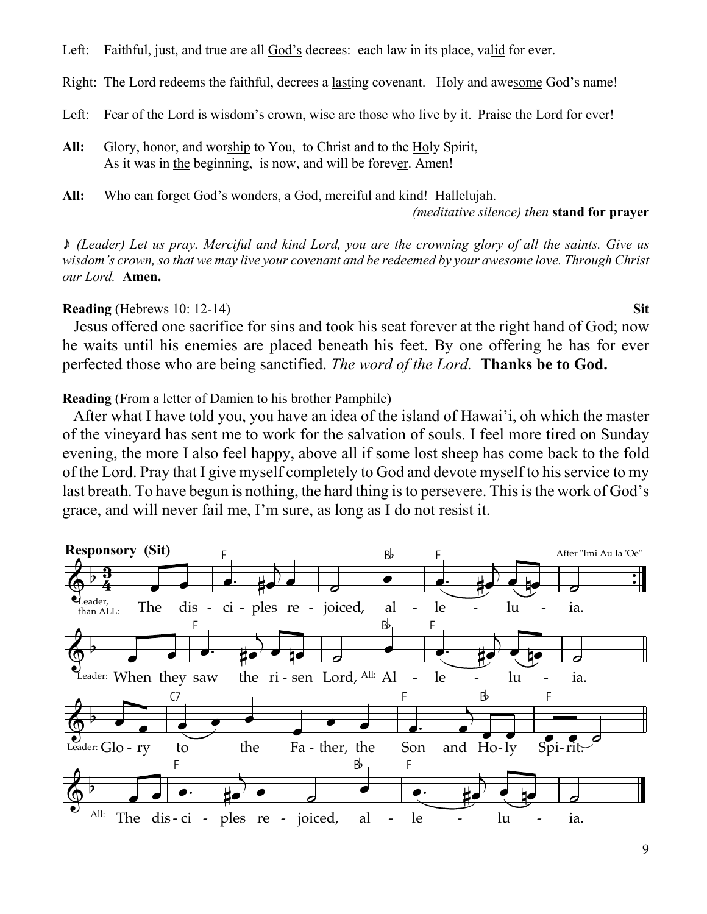Left: Faithful, just, and true are all God's decrees: each law in its place, valid for ever.

Right: The Lord redeems the faithful, decrees a lasting covenant. Holy and awesome God's name!

Left: Fear of the Lord is wisdom's crown, wise are those who live by it. Praise the Lord for ever!

**All:** Glory, honor, and worship to You, to Christ and to the Holy Spirit,
As it was in the beginning, is now, and will be forever. Amen!

**All:** Who can forget God's wonders, a God, merciful and kind! Hallelujah.

*(meditative silence) then* **stand for prayer**

♪ *(Leader) Let us pray. Merciful and kind Lord, you are the crowning glory of all the saints. Give us wisdom's crown, so that we may live your covenant and be redeemed by your awesome love. Through Christ our Lord.* **Amen.**

**Reading** (Hebrews 10: 12-14) **Sit**

Jesus offered one sacrifice for sins and took his seat forever at the right hand of God; now he waits until his enemies are placed beneath his feet. By one offering he has for ever perfected those who are being sanctified. *The word of the Lord.* **Thanks be to God.**

**Reading** (From a letter of Damien to his brother Pamphile)

After what I have told you, you have an idea of the island of Hawai'i, oh which the master of the vineyard has sent me to work for the salvation of souls. I feel more tired on Sunday evening, the more I also feel happy, above all if some lost sheep has come back to the fold of the Lord. Pray that I give myself completely to God and devote myself to his service to my last breath. To have begun is nothing, the hard thing is to persevere. This is the work of God's grace, and will never fail me, I'm sure, as long as I do not resist it.

**Responsory (Sit)**

Leader, than ALL: The disciples rejoiced, alleluia. *(After "Imi Au Ia 'Oe")*

Leader: When they saw the risen Lord, All: Alleluia.

Leader: Glory to the Father, the Son and Holy Spirit.

All: The disciples rejoiced, alleluia.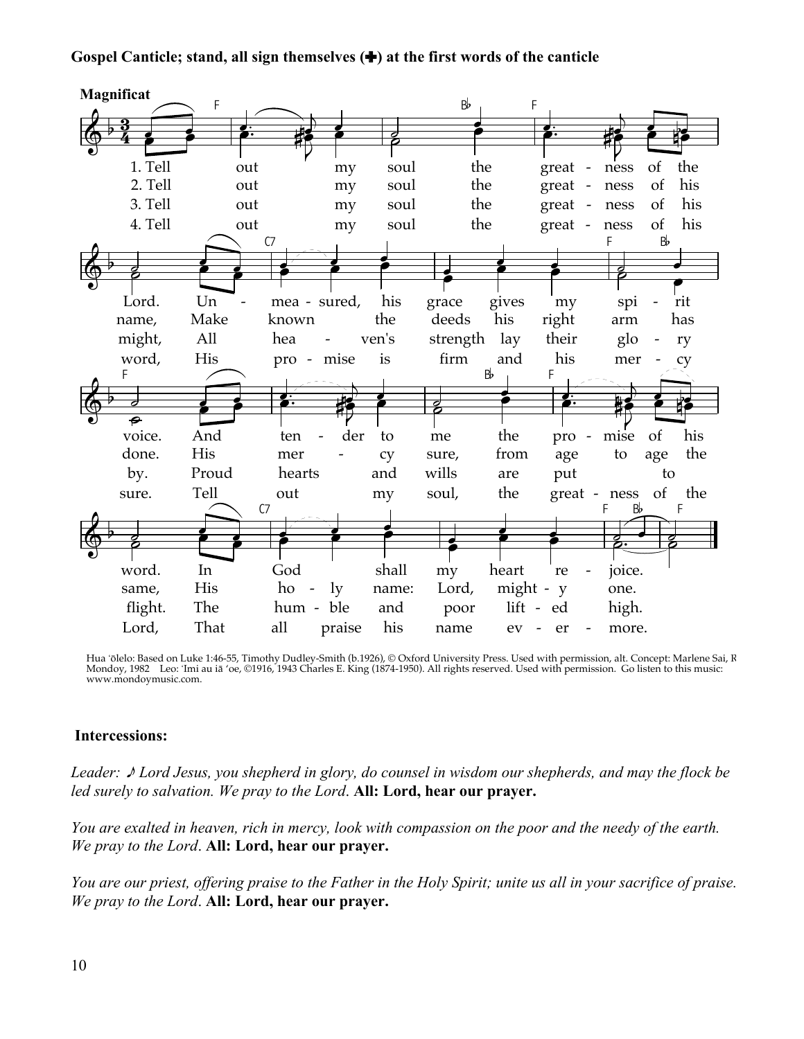**Gospel Canticle; stand, all sign themselves (✚) at the first words of the canticle**

**Magnificat**

1. Tell out my soul the greatness of the Lord. Unmeasured, his grace gives my spirit voice. And tender to me the promise of his word. In God shall my heart rejoice.

2. Tell out my soul the greatness of his name, Make known the deeds his right arm has done. His mercy sure, from age to age the same, His holy name: Lord, mighty one.

3. Tell out my soul the greatness of his might, All heaven's strength lay their glory by. Proud hearts and wills are put to flight. The humble and poor lifted high.

4. Tell out my soul the greatness of his word, His promise is firm and his mercy sure. Tell out my soul, the greatness of the Lord, That all praise his name evermore.

Hua ʻōlelo: Based on Luke 1:46-55, Timothy Dudley-Smith (b.1926), © Oxford University Press. Used with permission, alt. Concept: Marlene Sai, R Mondoy, 1982 Leo: ʻImi au iā ʻoe, ©1916, 1943 Charles E. King (1874-1950). All rights reserved. Used with permission. Go listen to this music: www.mondoymusic.com.

**Intercessions:**

*Leader: ♪ Lord Jesus, you shepherd in glory, do counsel in wisdom our shepherds, and may the flock be led surely to salvation. We pray to the Lord*. **All: Lord, hear our prayer.**

*You are exalted in heaven, rich in mercy, look with compassion on the poor and the needy of the earth. We pray to the Lord*. **All: Lord, hear our prayer.**

*You are our priest, offering praise to the Father in the Holy Spirit; unite us all in your sacrifice of praise. We pray to the Lord*. **All: Lord, hear our prayer.**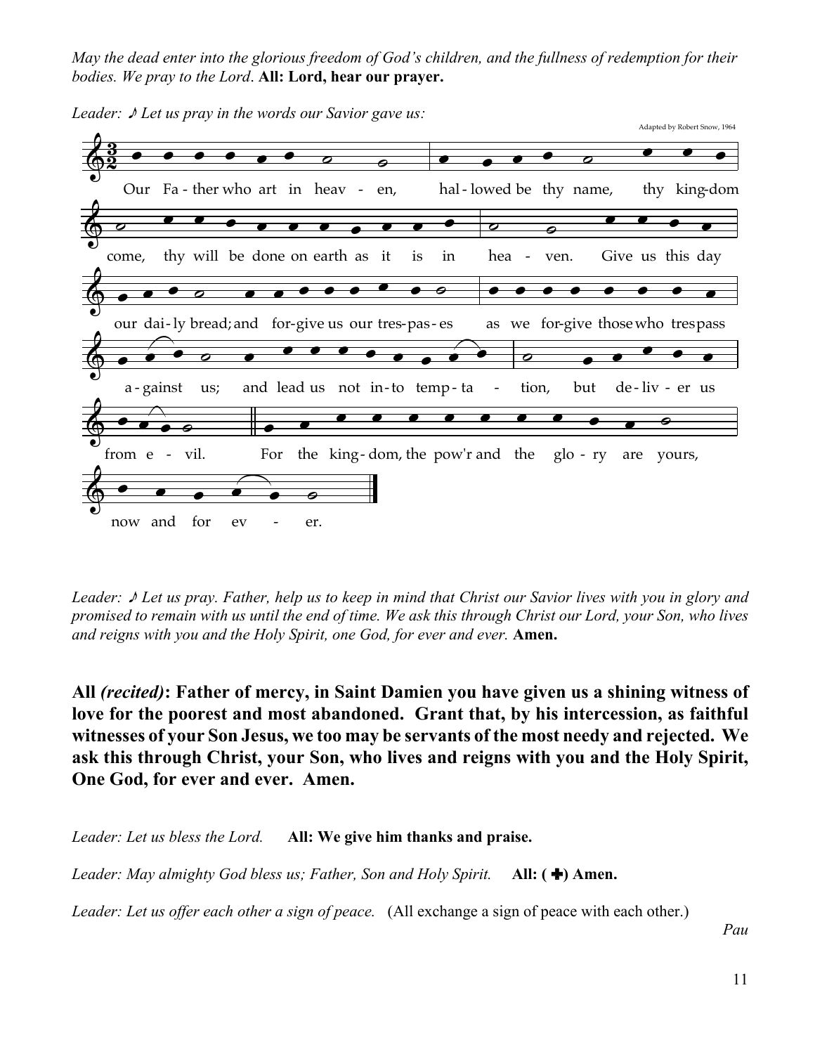*May the dead enter into the glorious freedom of God's children, and the fullness of redemption for their bodies. We pray to the Lord*. **All: Lord, hear our prayer.**

*Leader: ♪ Let us pray in the words our Savior gave us:*

Adapted by Robert Snow, 1964

Our Fa - ther who art in heav - en, hal - lowed be thy name, thy king-dom come, thy will be done on earth as it is in hea - ven. Give us this day our dai - ly bread; and for-give us our tres-pas - es as we for-give those who trespass a - gainst us; and lead us not in - to temp - ta - tion, but de - liv - er us from e - vil. For the king - dom, the pow'r and the glo - ry are yours, now and for ev - er.

*Leader: ♪ Let us pray. Father, help us to keep in mind that Christ our Savior lives with you in glory and promised to remain with us until the end of time. We ask this through Christ our Lord, your Son, who lives and reigns with you and the Holy Spirit, one God, for ever and ever.* **Amen.**

**All *(recited)*: Father of mercy, in Saint Damien you have given us a shining witness of love for the poorest and most abandoned. Grant that, by his intercession, as faithful witnesses of your Son Jesus, we too may be servants of the most needy and rejected. We ask this through Christ, your Son, who lives and reigns with you and the Holy Spirit, One God, for ever and ever. Amen.**

*Leader: Let us bless the Lord.* **All: We give him thanks and praise.**

*Leader: May almighty God bless us; Father, Son and Holy Spirit.* **All: (✚) Amen.**

*Leader: Let us offer each other a sign of peace.* (All exchange a sign of peace with each other.)

*Pau*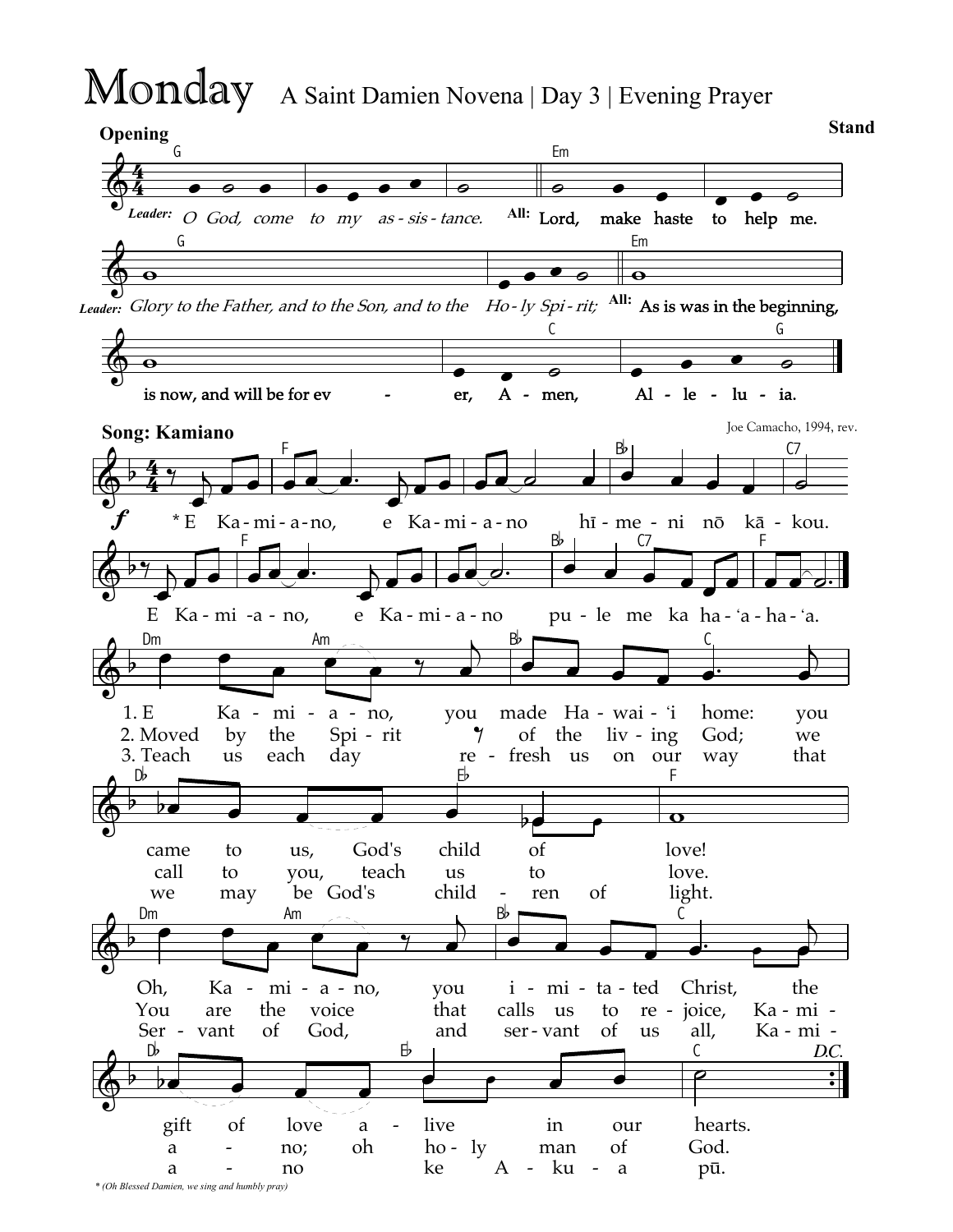# Monday

A Saint Damien Novena | Day 3 | Evening Prayer

**Stand**

**Opening**

*Leader:* *O God, come to my as-sis-tance.* **All:** Lord, make haste to help me.

*Leader:* *Glory to the Father, and to the Son, and to the Ho-ly Spi-rit;* **All:** As is was in the beginning, is now, and will be for ev - er, A - men, Al - le - lu - ia.

**Song: Kamiano**

Joe Camacho, 1994, rev.

*E Ka-mi-a-no, e Ka-mi-a-no hī-me-ni nō kā-kou.
E Ka-mi-a-no, e Ka-mi-a-no pu-le me ka ha-ʻa-ha-ʻa.

1. E Ka-mi-a-no, you made Ha-wai-ʻi home: you came to us, God's child of love!
Oh, Ka-mi-a-no, you i-mi-ta-ted Christ, the gift of love a-live in our hearts.

2. Moved by the Spi-rit of the liv-ing God; we call to you, teach us to love.
You are the voice that calls us to re-joice, Ka-mi-a-no; oh ho-ly man of God.

3. Teach us each day re-fresh us on our way that we may be God's child-ren of light.
Ser-vant of God, and ser-vant of us all, Ka-mi-a-no ke A-ku-a pū.

*D.C.*

* *(Oh Blessed Damien, we sing and humbly pray)*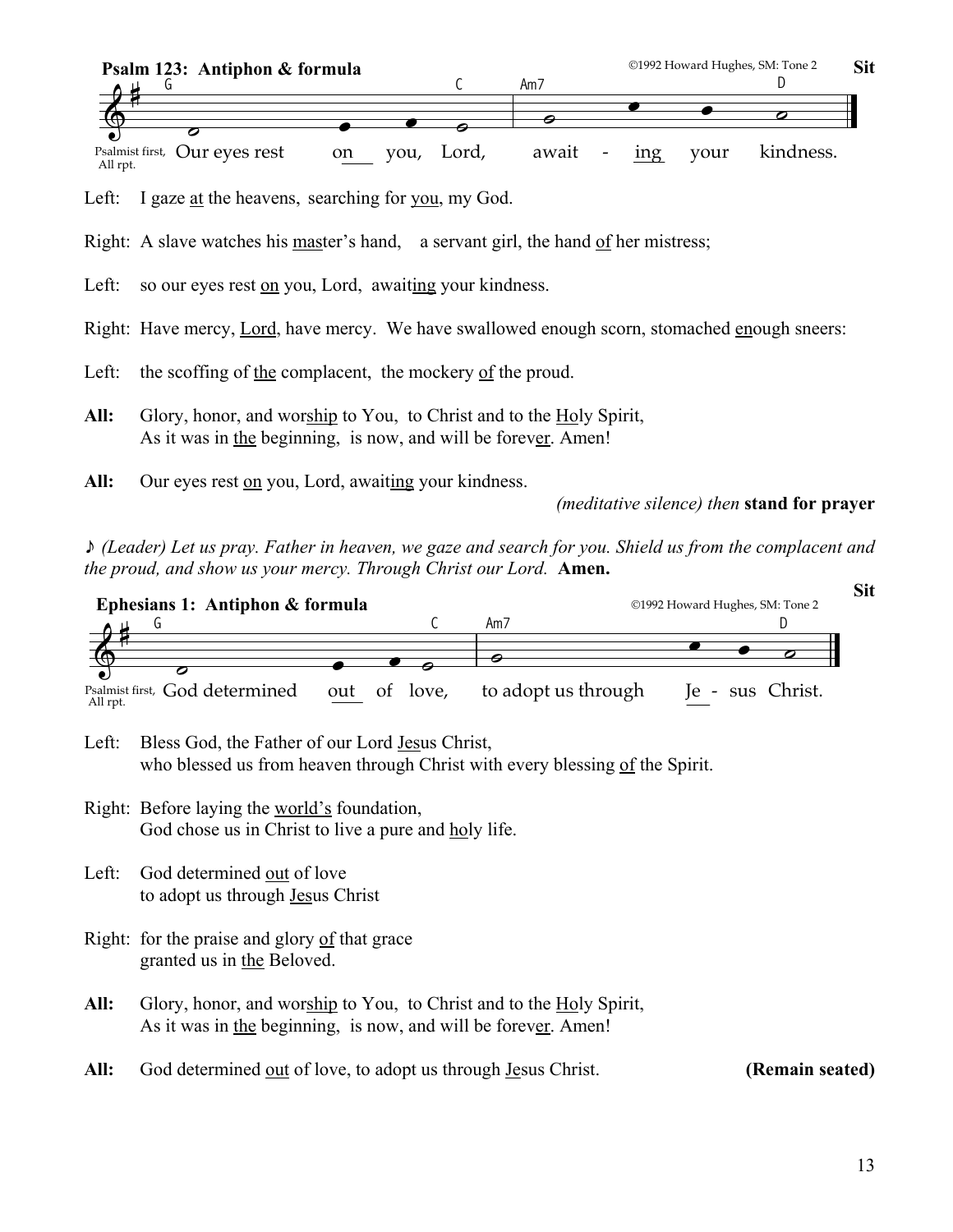**Psalm 123: Antiphon & formula** ©1992 Howard Hughes, SM: Tone 2 **Sit**

G C Am7 D

Psalmist first, All rpt. Our eyes rest <u>on</u> you, Lord, await - <u>ing</u> your kindness.

Left: I gaze <u>at</u> the heavens, searching for <u>you</u>, my God.

Right: A slave watches his <u>mas</u>ter's hand, a servant girl, the hand <u>of</u> her mistress;

Left: so our eyes rest <u>on</u> you, Lord, await<u>ing</u> your kindness.

Right: Have mercy, <u>Lord</u>, have mercy. We have swallowed enough scorn, stomached <u>en</u>ough sneers:

Left: the scoffing of <u>the</u> complacent, the mockery <u>of</u> the proud.

**All:** Glory, honor, and wor<u>ship</u> to You, to Christ and to the <u>Ho</u>ly Spirit,
As it was in <u>the</u> beginning, is now, and will be forev<u>er</u>. Amen!

**All:** Our eyes rest <u>on</u> you, Lord, await<u>ing</u> your kindness.

*(meditative silence) then* **stand for prayer**

♪ *(Leader) Let us pray. Father in heaven, we gaze and search for you. Shield us from the complacent and the proud, and show us your mercy. Through Christ our Lord.* **Amen.**

**Sit**

**Ephesians 1: Antiphon & formula** ©1992 Howard Hughes, SM: Tone 2

G C Am7 D

Psalmist first, All rpt. God determined <u>out</u> of love, to adopt us through <u>Je</u> - sus Christ.

Left: Bless God, the Father of our Lord <u>Jes</u>us Christ,
who blessed us from heaven through Christ with every blessing <u>of</u> the Spirit.

Right: Before laying the <u>world's</u> foundation,
God chose us in Christ to live a pure and <u>ho</u>ly life.

Left: God determined <u>out</u> of love
to adopt us through <u>Jes</u>us Christ

Right: for the praise and glory <u>of</u> that grace
granted us in <u>the</u> Beloved.

**All:** Glory, honor, and wor<u>ship</u> to You, to Christ and to the <u>Ho</u>ly Spirit,
As it was in <u>the</u> beginning, is now, and will be forev<u>er</u>. Amen!

**All:** God determined <u>out</u> of love, to adopt us through <u>Je</u>sus Christ. **(Remain seated)**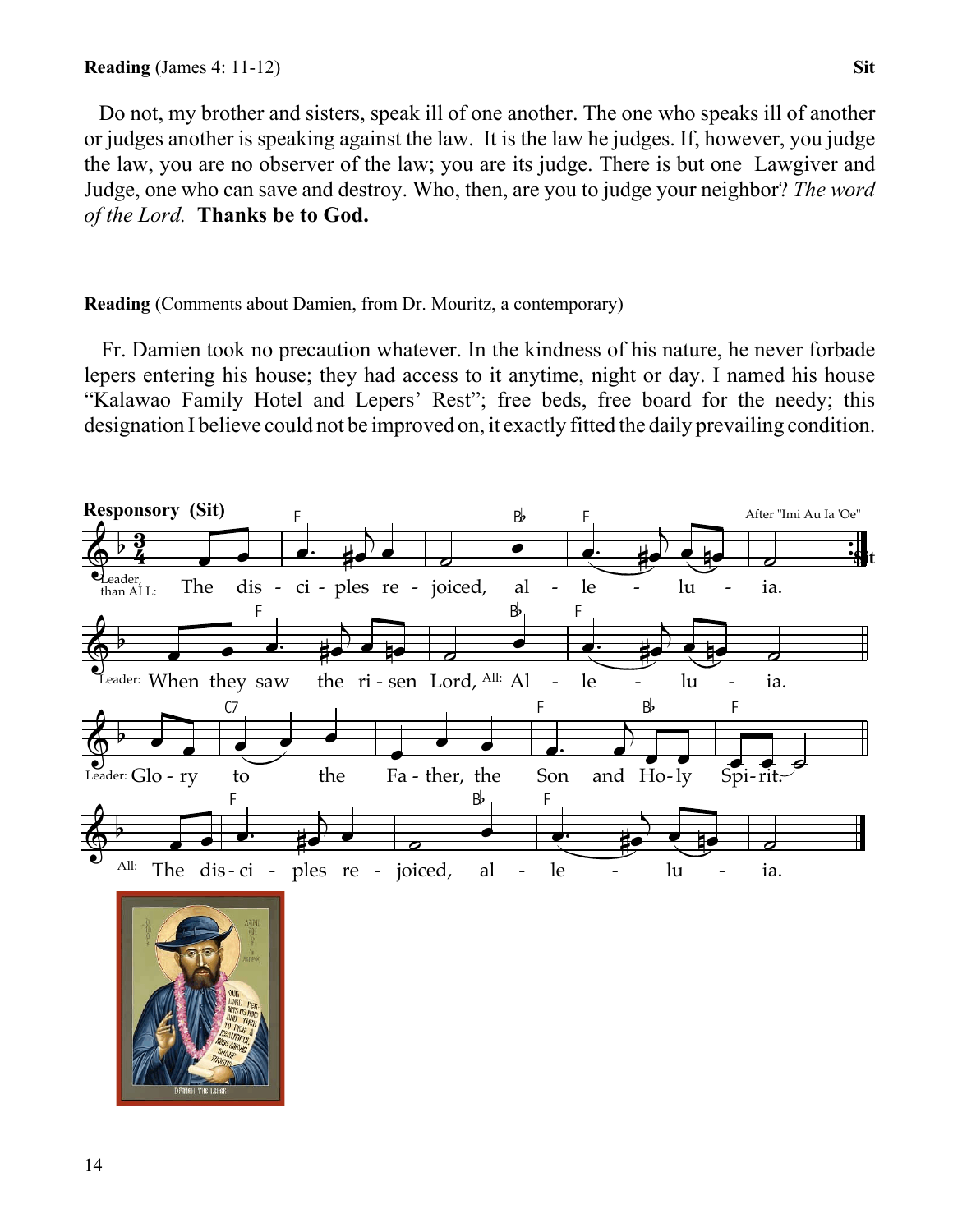**Reading** (James 4: 11-12) **Sit**

Do not, my brother and sisters, speak ill of one another. The one who speaks ill of another or judges another is speaking against the law. It is the law he judges. If, however, you judge the law, you are no observer of the law; you are its judge. There is but one Lawgiver and Judge, one who can save and destroy. Who, then, are you to judge your neighbor? *The word of the Lord.* **Thanks be to God.**

**Reading** (Comments about Damien, from Dr. Mouritz, a contemporary)

Fr. Damien took no precaution whatever. In the kindness of his nature, he never forbade lepers entering his house; they had access to it anytime, night or day. I named his house "Kalawao Family Hotel and Lepers' Rest"; free beds, free board for the needy; this designation I believe could not be improved on, it exactly fitted the daily prevailing condition.

**Responsory (Sit)**

After "Imi Au Ia 'Oe"

Leader, than ALL: The disciples rejoiced, alleluia.

Leader: When they saw the risen Lord, All: Alleluia.

Leader: Glory to the Father, the Son and Holy Spirit.

All: The disciples rejoiced, alleluia.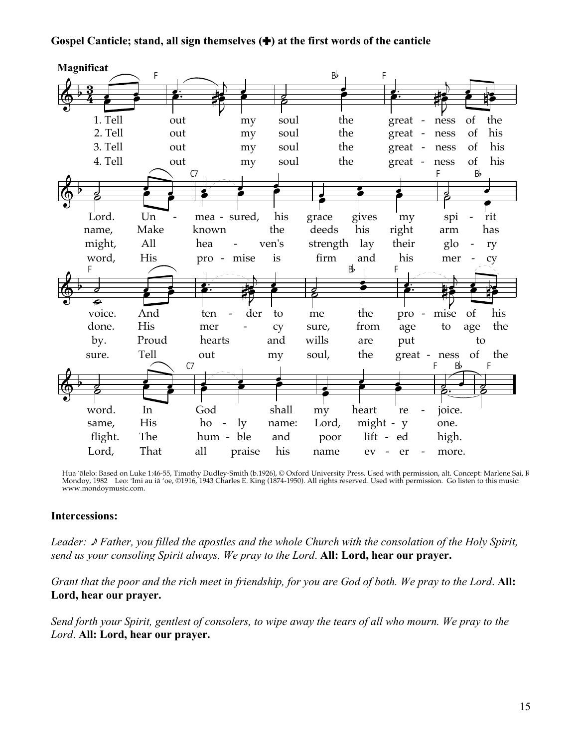**Gospel Canticle; stand, all sign themselves (✚) at the first words of the canticle**

**Magnificat**

1. Tell out my soul the greatness of the Lord. Unmeasured, his grace gives my spirit voice. And tender to me the promise of his word. In God shall my heart rejoice.
2. Tell out my soul the greatness of his name, Make known the deeds his right arm has done. His mercy sure, from age to age the same, His holy name: Lord, mighty one.
3. Tell out my soul the greatness of his might, All heaven's strength lay their glory by. Proud hearts and wills are put to flight. The humble and poor lifted high.
4. Tell out my soul the greatness of his word, His promise is firm and his mercy sure. Tell out my soul, the greatness of the Lord, That all praise his name evermore.

Hua ʻōlelo: Based on Luke 1:46-55, Timothy Dudley-Smith (b.1926), © Oxford University Press. Used with permission, alt. Concept: Marlene Sai, R Mondoy, 1982 Leo: ʻImi au iā ʻoe, ©1916, 1943 Charles E. King (1874-1950). All rights reserved. Used with permission. Go listen to this music: www.mondoymusic.com.

**Intercessions:**

*Leader: ♪ Father, you filled the apostles and the whole Church with the consolation of the Holy Spirit, send us your consoling Spirit always. We pray to the Lord.* **All: Lord, hear our prayer.**

*Grant that the poor and the rich meet in friendship, for you are God of both. We pray to the Lord.* **All: Lord, hear our prayer.**

*Send forth your Spirit, gentlest of consolers, to wipe away the tears of all who mourn. We pray to the Lord.* **All: Lord, hear our prayer.**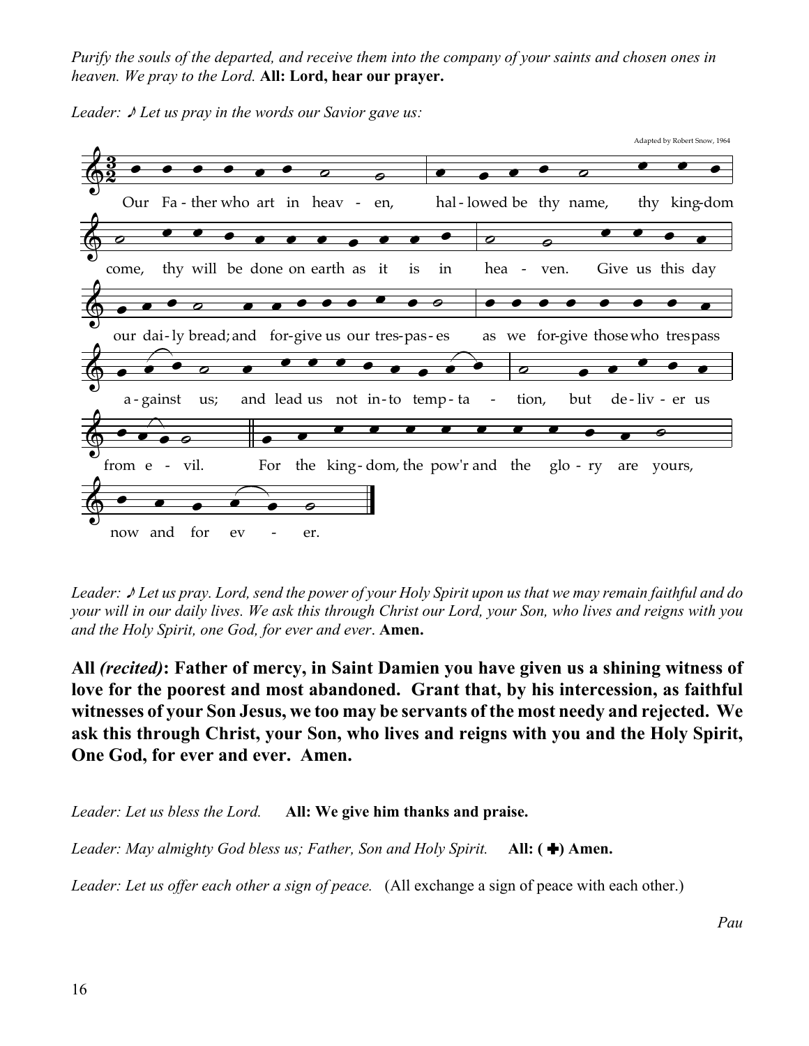*Purify the souls of the departed, and receive them into the company of your saints and chosen ones in heaven. We pray to the Lord.* **All: Lord, hear our prayer.**

*Leader: ♪ Let us pray in the words our Savior gave us:*

Adapted by Robert Snow, 1964

Our Fa - ther who art in heav - en, hal - lowed be thy name, thy king-dom come, thy will be done on earth as it is in hea - ven. Give us this day our dai - ly bread; and for-give us our tres-pas - es as we for-give those who tres pass a - gainst us; and lead us not in - to temp - ta - tion, but de - liv - er us from e - vil. For the king - dom, the pow'r and the glo - ry are yours, now and for ev - er.

*Leader: ♪ Let us pray. Lord, send the power of your Holy Spirit upon us that we may remain faithful and do your will in our daily lives. We ask this through Christ our Lord, your Son, who lives and reigns with you and the Holy Spirit, one God, for ever and ever.* **Amen.**

**All *(recited)*: Father of mercy, in Saint Damien you have given us a shining witness of love for the poorest and most abandoned. Grant that, by his intercession, as faithful witnesses of your Son Jesus, we too may be servants of the most needy and rejected. We ask this through Christ, your Son, who lives and reigns with you and the Holy Spirit, One God, for ever and ever. Amen.**

*Leader: Let us bless the Lord.* **All: We give him thanks and praise.**

*Leader: May almighty God bless us; Father, Son and Holy Spirit.* **All: (✚) Amen.**

*Leader: Let us offer each other a sign of peace.* (All exchange a sign of peace with each other.)

*Pau*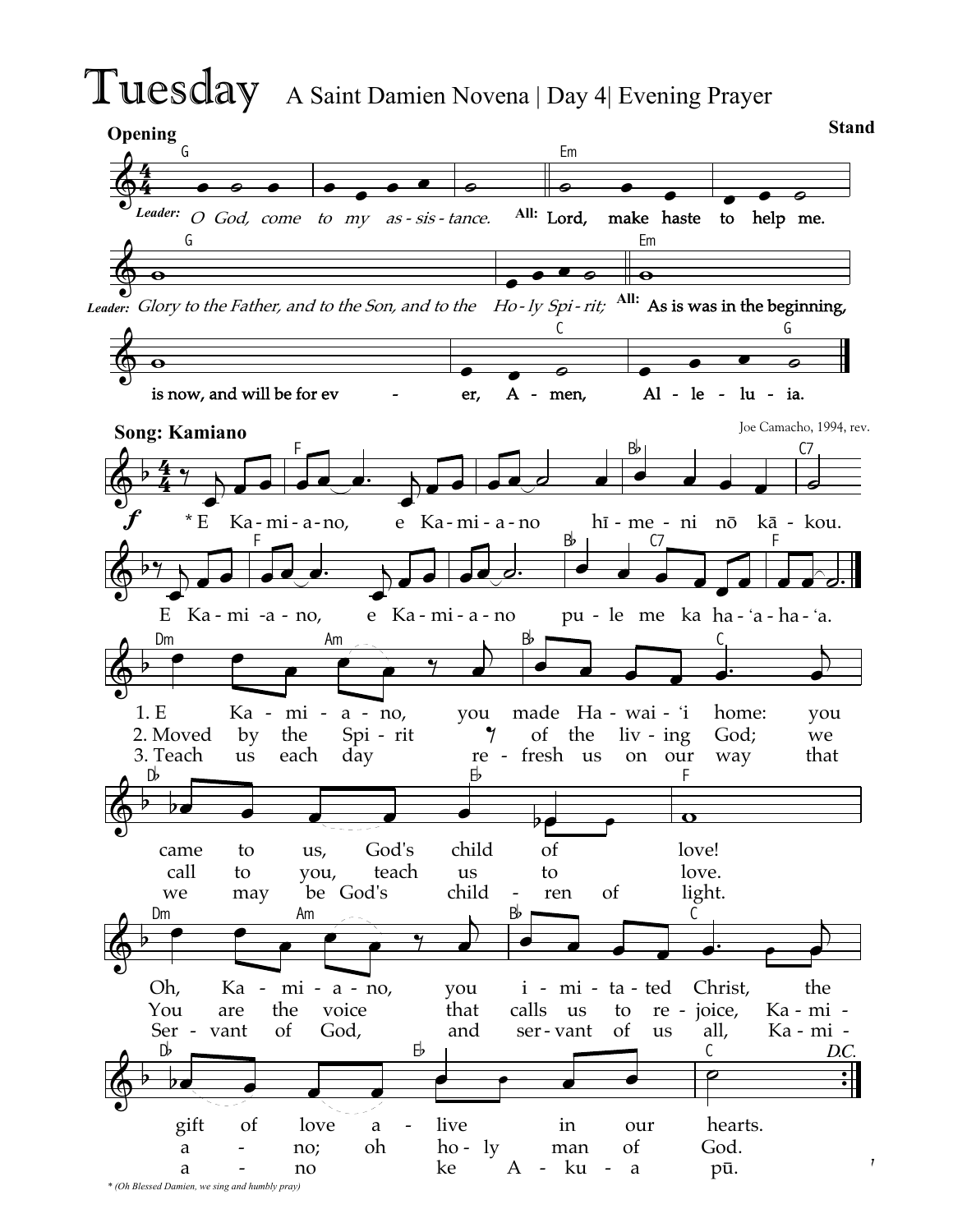# Tuesday A Saint Damien Novena | Day 4| Evening Prayer

**Opening** **Stand**

*Leader:* *O God, come to my assistance.* **All:** Lord, make haste to help me.

*Leader:* *Glory to the Father, and to the Son, and to the Holy Spirit;* **All:** As is was in the beginning, is now, and will be for ever, Amen, Alleluia.

**Song: Kamiano**

Joe Camacho, 1994, rev.

*E Kamiano, e Kamiano hīmeni nō kākou.
E Kamiano, e Kamiano pule me ka ha-'a-ha-'a.

1. E Kamiano, you made Hawai-'i home: you came to us, God's child of love!
Oh, Kamiano, you imitated Christ, the gift of love alive in our hearts.

2. Moved by the Spirit of the living God; we call to you, teach us to love.
You are the voice that calls us to rejoice, Kamiano; oh holy man of God.

3. Teach us each day refresh us on our way that we may be God's children of light.
Servant of God, and servant of us all, Kamiano ke Akua pū.

D.C.

*\* (Oh Blessed Damien, we sing and humbly pray)*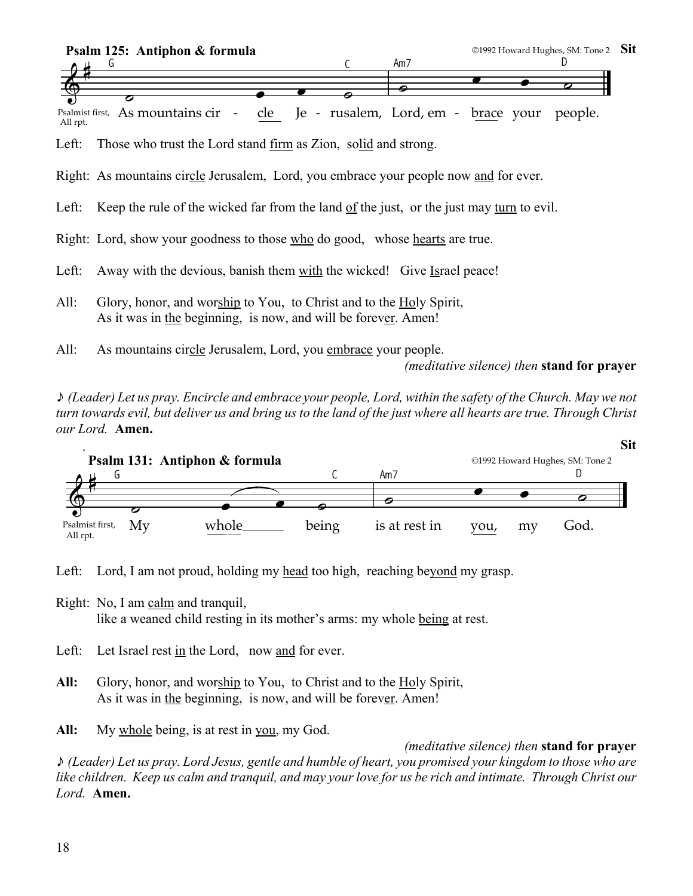**Psalm 125: Antiphon & formula** ©1992 Howard Hughes, SM: Tone 2 **Sit**

G C Am7 D

Psalmist first, All rpt. As mountains cir - cle Je - rusalem, Lord, em - brace your people.

Left: Those who trust the Lord stand firm as Zion, solid and strong.

Right: As mountains circle Jerusalem, Lord, you embrace your people now and for ever.

Left: Keep the rule of the wicked far from the land of the just, or the just may turn to evil.

Right: Lord, show your goodness to those who do good, whose hearts are true.

Left: Away with the devious, banish them with the wicked! Give Israel peace!

All: Glory, honor, and worship to You, to Christ and to the Holy Spirit,
As it was in the beginning, is now, and will be forever. Amen!

All: As mountains circle Jerusalem, Lord, you embrace your people.

*(meditative silence) then* **stand for prayer**

♪ *(Leader) Let us pray. Encircle and embrace your people, Lord, within the safety of the Church. May we not turn towards evil, but deliver us and bring us to the land of the just where all hearts are true. Through Christ our Lord.* **Amen.**

**Sit**

**Psalm 131: Antiphon & formula** ©1992 Howard Hughes, SM: Tone 2

G C Am7 D

Psalmist first, All rpt. My whole being is at rest in you, my God.

Left: Lord, I am not proud, holding my head too high, reaching beyond my grasp.

Right: No, I am calm and tranquil,
like a weaned child resting in its mother's arms: my whole being at rest.

Left: Let Israel rest in the Lord, now and for ever.

**All:** Glory, honor, and worship to You, to Christ and to the Holy Spirit,
As it was in the beginning, is now, and will be forever. Amen!

**All:** My whole being, is at rest in you, my God.

*(meditative silence) then* **stand for prayer**

♪ *(Leader) Let us pray. Lord Jesus, gentle and humble of heart, you promised your kingdom to those who are like children. Keep us calm and tranquil, and may your love for us be rich and intimate. Through Christ our Lord.* **Amen.**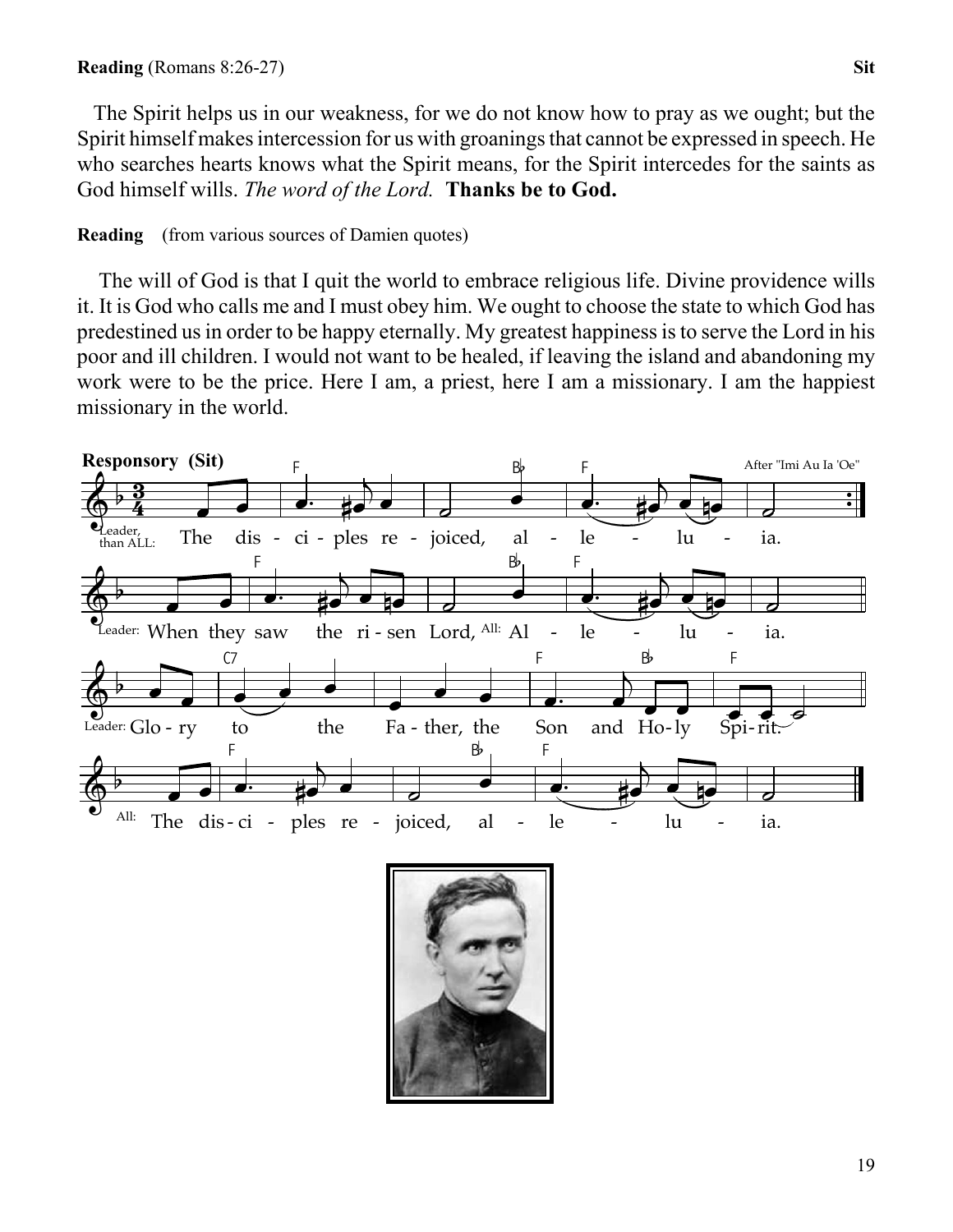**Reading** (Romans 8:26-27) **Sit**

The Spirit helps us in our weakness, for we do not know how to pray as we ought; but the Spirit himself makes intercession for us with groanings that cannot be expressed in speech. He who searches hearts knows what the Spirit means, for the Spirit intercedes for the saints as God himself wills. *The word of the Lord.* **Thanks be to God.**

**Reading** (from various sources of Damien quotes)

The will of God is that I quit the world to embrace religious life. Divine providence wills it. It is God who calls me and I must obey him. We ought to choose the state to which God has predestined us in order to be happy eternally. My greatest happiness is to serve the Lord in his poor and ill children. I would not want to be healed, if leaving the island and abandoning my work were to be the price. Here I am, a priest, here I am a missionary. I am the happiest missionary in the world.

**Responsory (Sit)**

After "Imi Au Ia 'Oe"

Leader, than ALL: The disciples rejoiced, alleluia.

Leader: When they saw the risen Lord, All: Alleluia.

Leader: Glory to the Father, the Son and Holy Spirit.

All: The disciples rejoiced, alleluia.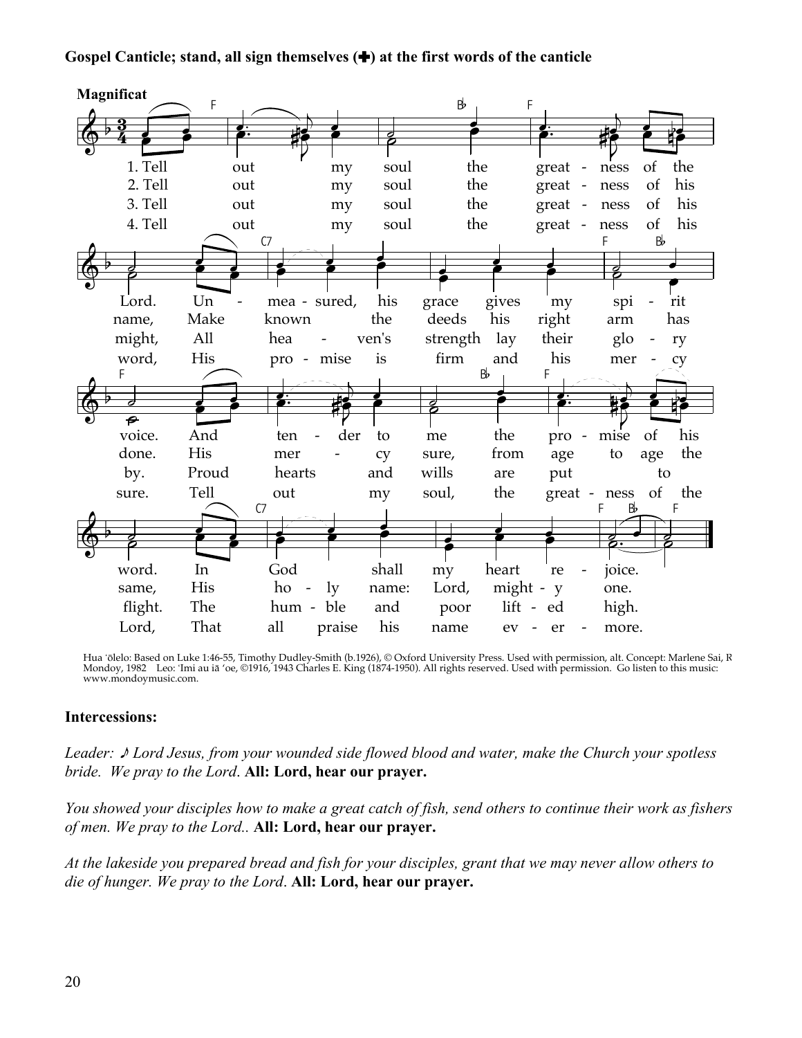**Gospel Canticle; stand, all sign themselves (✚) at the first words of the canticle**

**Magnificat**

1. Tell out my soul the greatness of the Lord. Unmeasured, his grace gives my spirit voice. And tender to me the promise of his word. In God shall my heart rejoice.

2. Tell out my soul the greatness of his name, Make known the deeds his right arm has done. His mercy sure, from age to age the same, His holy name: Lord, mighty one.

3. Tell out my soul the greatness of his might, All heaven's strength lay their glory by. Proud hearts and wills are put to flight. The humble and poor lifted high.

4. Tell out my soul the greatness of his word, His promise is firm and his mercy sure. Tell out my soul, the greatness of the Lord, That all praise his name evermore.

Hua ʻōlelo: Based on Luke 1:46-55, Timothy Dudley-Smith (b.1926), © Oxford University Press. Used with permission, alt. Concept: Marlene Sai, R Mondoy, 1982 Leo: ʻImi au iā ʻoe, ©1916, 1943 Charles E. King (1874-1950). All rights reserved. Used with permission. Go listen to this music: www.mondoymusic.com.

**Intercessions:**

*Leader: ♪ Lord Jesus, from your wounded side flowed blood and water, make the Church your spotless bride. We pray to the Lord.* **All: Lord, hear our prayer.**

*You showed your disciples how to make a great catch of fish, send others to continue their work as fishers of men. We pray to the Lord..* **All: Lord, hear our prayer.**

*At the lakeside you prepared bread and fish for your disciples, grant that we may never allow others to die of hunger. We pray to the Lord.* **All: Lord, hear our prayer.**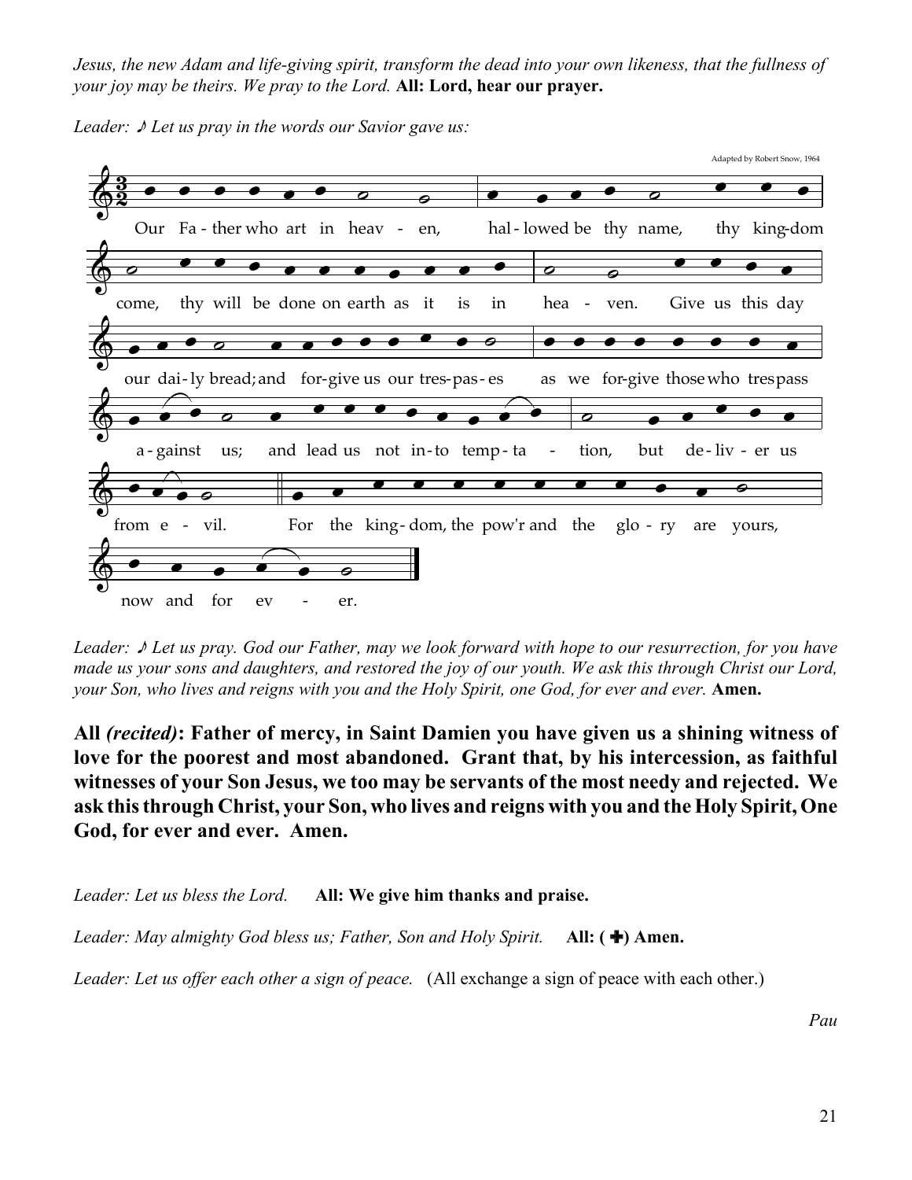*Jesus, the new Adam and life-giving spirit, transform the dead into your own likeness, that the fullness of your joy may be theirs. We pray to the Lord.* **All: Lord, hear our prayer.**

*Leader: ♪ Let us pray in the words our Savior gave us:*

Adapted by Robert Snow, 1964

Our Father who art in heaven, hallowed be thy name, thy kingdom come, thy will be done on earth as it is in heaven. Give us this day our daily bread; and forgive us our trespasses as we forgive those who trespass against us; and lead us not into temptation, but deliver us from evil. For the kingdom, the pow'r and the glory are yours, now and for ever.

*Leader: ♪ Let us pray. God our Father, may we look forward with hope to our resurrection, for you have made us your sons and daughters, and restored the joy of our youth. We ask this through Christ our Lord, your Son, who lives and reigns with you and the Holy Spirit, one God, for ever and ever.* **Amen.**

**All *(recited)*: Father of mercy, in Saint Damien you have given us a shining witness of love for the poorest and most abandoned. Grant that, by his intercession, as faithful witnesses of your Son Jesus, we too may be servants of the most needy and rejected. We ask this through Christ, your Son, who lives and reigns with you and the Holy Spirit, One God, for ever and ever. Amen.**

*Leader: Let us bless the Lord.* **All: We give him thanks and praise.**

*Leader: May almighty God bless us; Father, Son and Holy Spirit.* **All: (✚) Amen.**

*Leader: Let us offer each other a sign of peace.* (All exchange a sign of peace with each other.)

*Pau*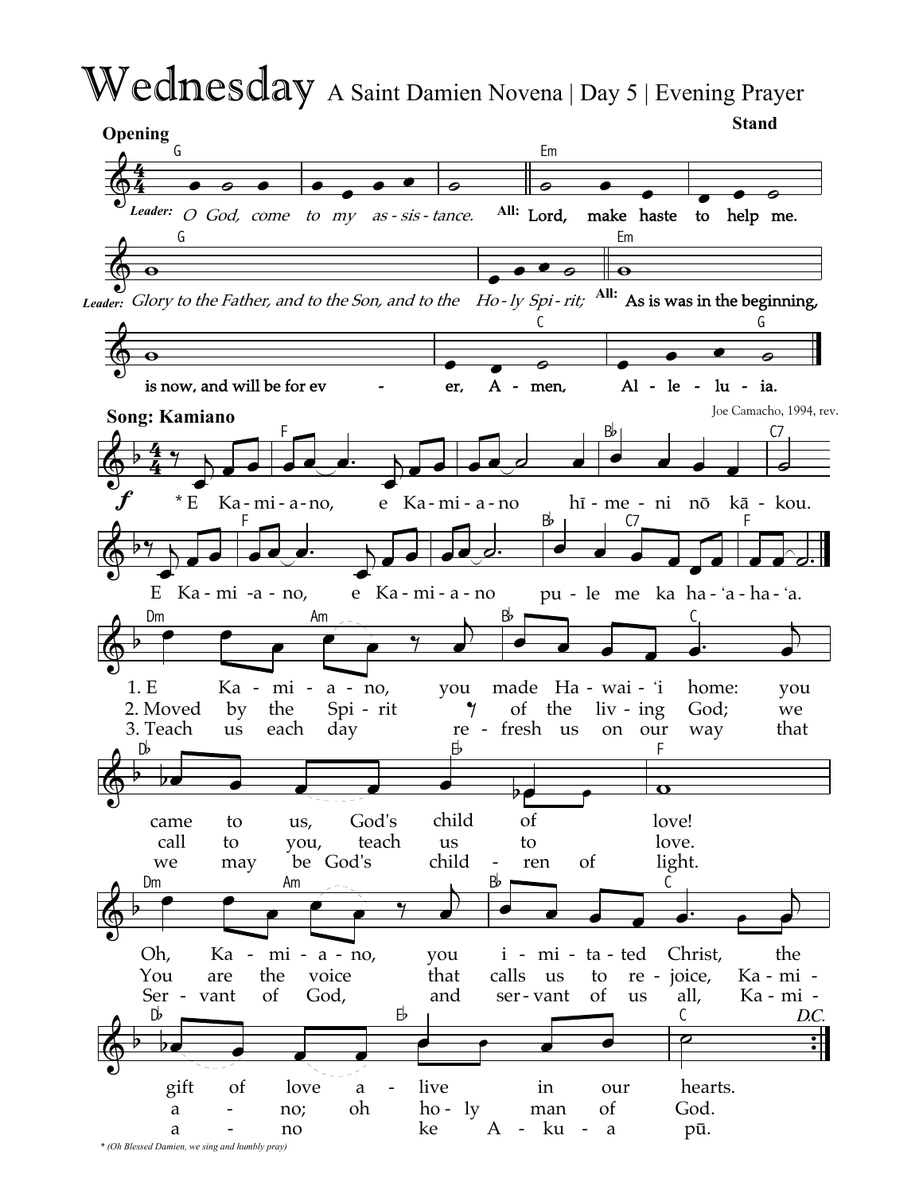# Wednesday

A Saint Damien Novena | Day 5 | Evening Prayer

**Opening** — Stand

*Leader:* *O God, come to my assistance.*
**All:** Lord, make haste to help me.

*Leader:* *Glory to the Father, and to the Son, and to the Holy Spirit;*
**All:** As is was in the beginning, is now, and will be for ever, Amen, Alleluia.

**Song: Kamiano**

Joe Camacho, 1994, rev.

*E Kamiano, e Kamiano hī meni nō kākou.
E Kamiano, e Kamiano pule me ka ha'aha'a.

1. E Kamiano, you made Hawai'i home: you came to us, God's child of love!
Oh, Kamiano, you imitated Christ, the gift of love alive in our hearts.

2. Moved by the Spirit of the living God; we call to you, teach us to love.
You are the voice that calls us to rejoice, Kamiano; oh holy man of God.

3. Teach us each day refresh us on our way that we may be God's children of light.
Servant of God, and servant of us all, Kamiano ke Akua pū.

*D.C.*

* *(Oh Blessed Damien, we sing and humbly pray)*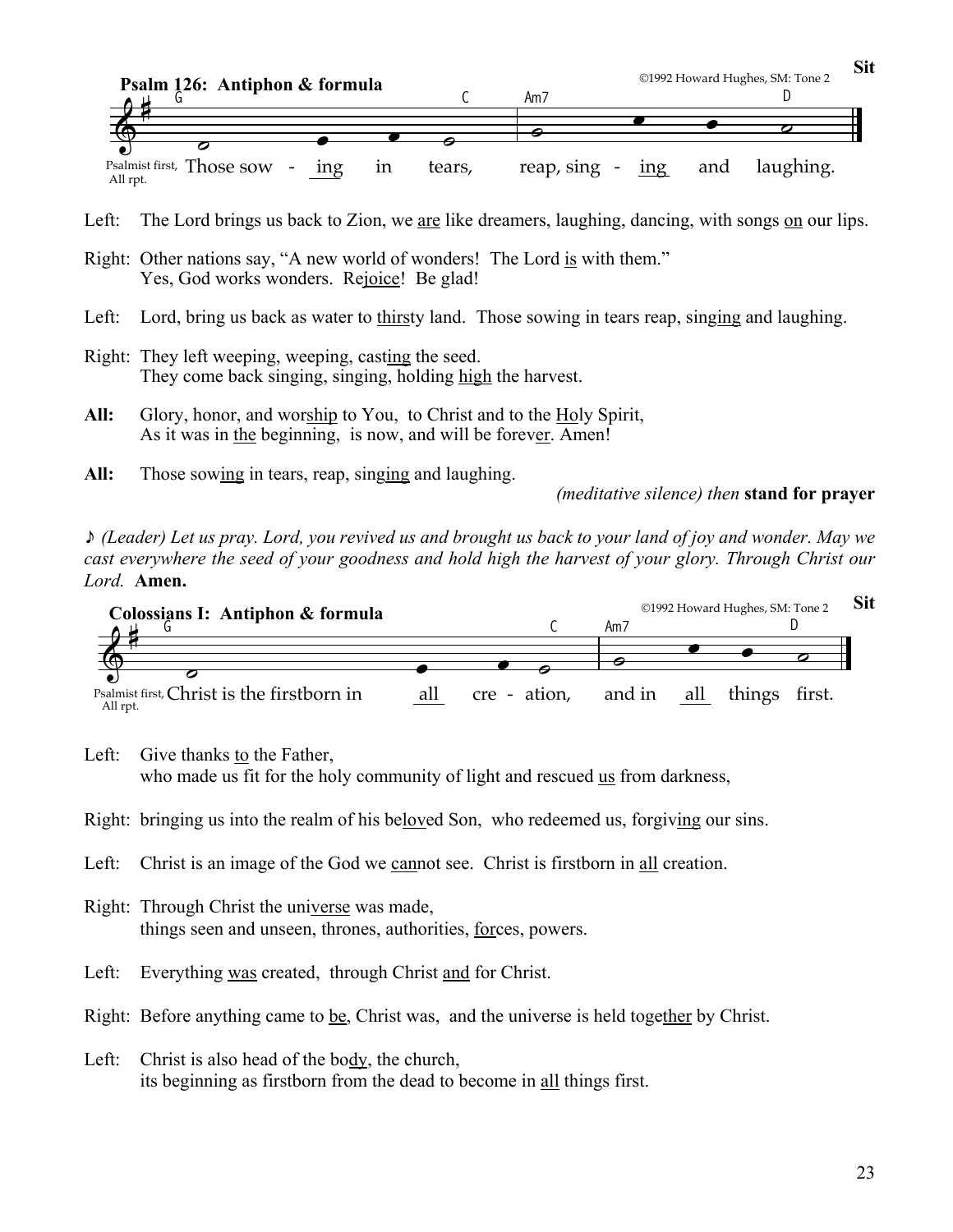**Sit**

**Psalm 126: Antiphon & formula**

©1992 Howard Hughes, SM: Tone 2

G C Am7 D

Psalmist first, All rpt. Those sow - ing in tears, reap, sing - ing and laughing.

Left: The Lord brings us back to Zion, we are like dreamers, laughing, dancing, with songs on our lips.

Right: Other nations say, "A new world of wonders! The Lord is with them."
Yes, God works wonders. Rejoice! Be glad!

Left: Lord, bring us back as water to thirsty land. Those sowing in tears reap, singing and laughing.

Right: They left weeping, weeping, casting the seed.
They come back singing, singing, holding high the harvest.

**All:** Glory, honor, and worship to You, to Christ and to the Holy Spirit,
As it was in the beginning, is now, and will be forever. Amen!

**All:** Those sowing in tears, reap, singing and laughing.

*(meditative silence) then* **stand for prayer**

♪ *(Leader) Let us pray. Lord, you revived us and brought us back to your land of joy and wonder. May we cast everywhere the seed of your goodness and hold high the harvest of your glory. Through Christ our Lord.* **Amen.**

**Sit**

**Colossians I: Antiphon & formula**

©1992 Howard Hughes, SM: Tone 2

G C Am7 D

Psalmist first, All rpt. Christ is the firstborn in all cre - ation, and in all things first.

Left: Give thanks to the Father,
who made us fit for the holy community of light and rescued us from darkness,

Right: bringing us into the realm of his beloved Son, who redeemed us, forgiving our sins.

Left: Christ is an image of the God we cannot see. Christ is firstborn in all creation.

Right: Through Christ the universe was made,
things seen and unseen, thrones, authorities, forces, powers.

Left: Everything was created, through Christ and for Christ.

Right: Before anything came to be, Christ was, and the universe is held together by Christ.

Left: Christ is also head of the body, the church,
its beginning as firstborn from the dead to become in all things first.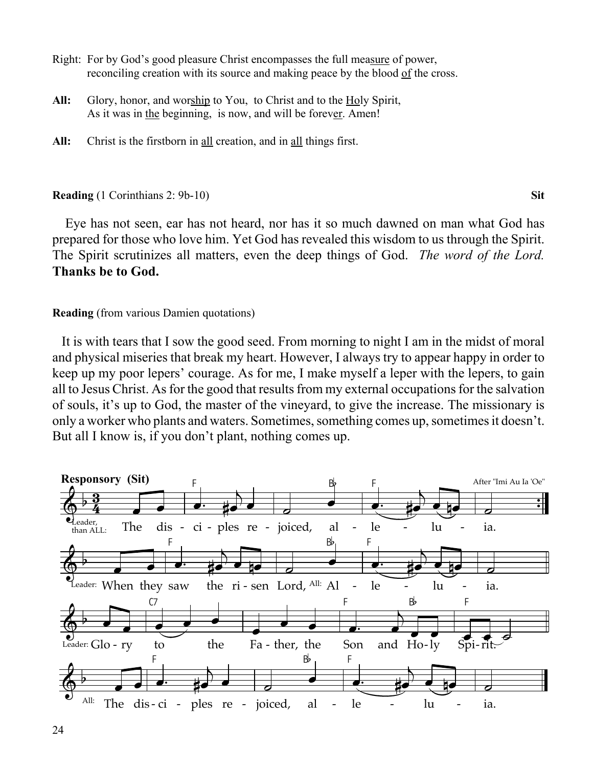Right: For by God's good pleasure Christ encompasses the full mea<u>sure</u> of power, reconciling creation with its source and making peace by the blood <u>of</u> the cross.

**All:** Glory, honor, and wor<u>ship</u> to You, to Christ and to the <u>Ho</u>ly Spirit, As it was in <u>the</u> beginning, is now, and will be forev<u>er</u>. Amen!

**All:** Christ is the firstborn in <u>all</u> creation, and in <u>all</u> things first.

**Reading** (1 Corinthians 2: 9b-10) **Sit**

Eye has not seen, ear has not heard, nor has it so much dawned on man what God has prepared for those who love him. Yet God has revealed this wisdom to us through the Spirit. The Spirit scrutinizes all matters, even the deep things of God. *The word of the Lord.* **Thanks be to God.**

**Reading** (from various Damien quotations)

It is with tears that I sow the good seed. From morning to night I am in the midst of moral and physical miseries that break my heart. However, I always try to appear happy in order to keep up my poor lepers' courage. As for me, I make myself a leper with the lepers, to gain all to Jesus Christ. As for the good that results from my external occupations for the salvation of souls, it's up to God, the master of the vineyard, to give the increase. The missionary is only a worker who plants and waters. Sometimes, something comes up, sometimes it doesn't. But all I know is, if you don't plant, nothing comes up.

**Responsory (Sit)** After "Imi Au Ia 'Oe"

Leader, than ALL: The disciples rejoiced, alleluia.

Leader: When they saw the risen Lord, All: Alleluia.

Leader: Glory to the Father, the Son and Holy Spirit.

All: The disciples rejoiced, alleluia.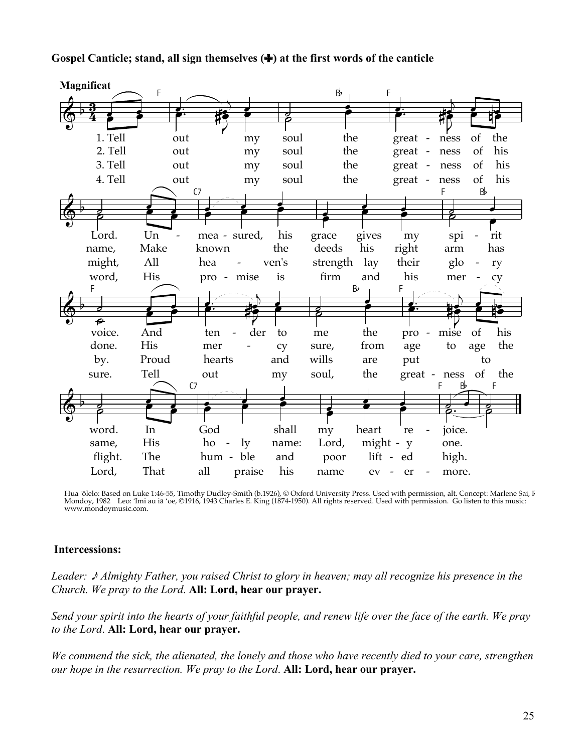**Gospel Canticle; stand, all sign themselves (✚) at the first words of the canticle**

**Magnificat**

1. Tell out my soul the great - ness of the Lord. Un - mea - sured, his grace gives my spi - rit voice. And ten - der to me the pro - mise of his word. In God shall my heart re - joice.

2. Tell out my soul the great - ness of his name, Make known the deeds his right arm has done. His mer - cy sure, from age to age the same, His ho - ly name: Lord, might - y one.

3. Tell out my soul the great - ness of his might, All hea - ven's strength lay their glo - ry by. Proud hearts and wills are put to flight. The hum - ble and poor lift - ed high.

4. Tell out my soul the great - ness of his word, His pro - mise is firm and his mer - cy sure. Tell out my soul, the great - ness of the Lord, That all praise his name ev - er - more.

Hua ʻōlelo: Based on Luke 1:46-55, Timothy Dudley-Smith (b.1926), © Oxford University Press. Used with permission, alt. Concept: Marlene Sai, F Mondoy, 1982 Leo: ʻImi au iā ʻoe, ©1916, 1943 Charles E. King (1874-1950). All rights reserved. Used with permission. Go listen to this music: www.mondoymusic.com.

**Intercessions:**

*Leader: ♪ Almighty Father, you raised Christ to glory in heaven; may all recognize his presence in the Church. We pray to the Lord.* **All: Lord, hear our prayer.**

*Send your spirit into the hearts of your faithful people, and renew life over the face of the earth. We pray to the Lord.* **All: Lord, hear our prayer.**

*We commend the sick, the alienated, the lonely and those who have recently died to your care, strengthen our hope in the resurrection. We pray to the Lord.* **All: Lord, hear our prayer.**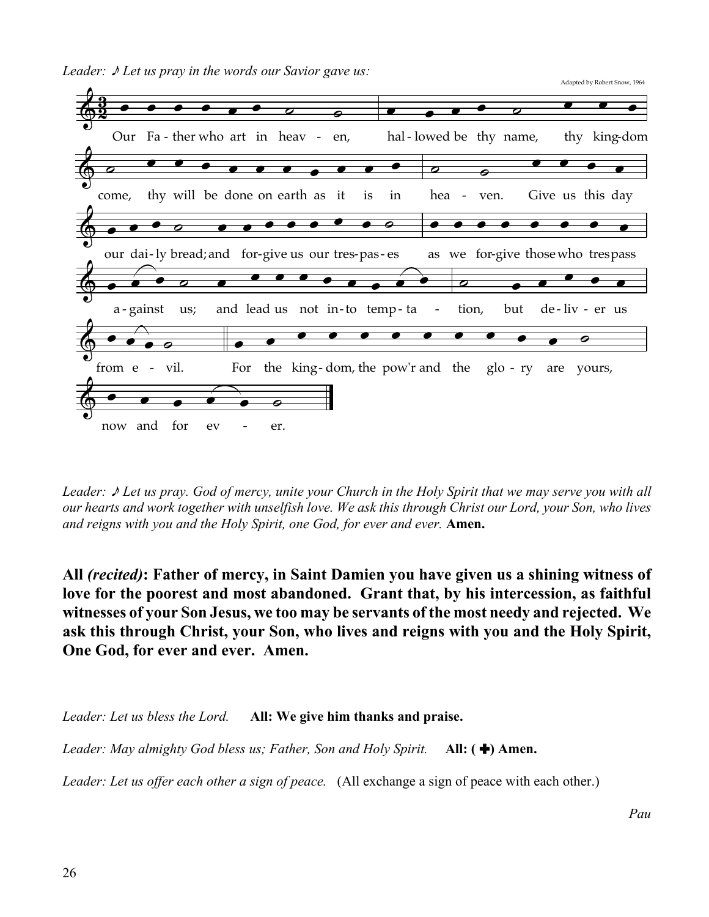*Leader: ♪ Let us pray in the words our Savior gave us:*

Adapted by Robert Snow, 1964

Our Father who art in heaven, hallowed be thy name, thy kingdom come, thy will be done on earth as it is in heaven. Give us this day our daily bread; and forgive us our trespasses as we forgive those who trespass against us; and lead us not into temptation, but deliver us from evil. For the kingdom, the pow'r and the glory are yours, now and for ever.

*Leader: ♪ Let us pray. God of mercy, unite your Church in the Holy Spirit that we may serve you with all our hearts and work together with unselfish love. We ask this through Christ our Lord, your Son, who lives and reigns with you and the Holy Spirit, one God, for ever and ever.* **Amen.**

**All *(recited)*: Father of mercy, in Saint Damien you have given us a shining witness of love for the poorest and most abandoned. Grant that, by his intercession, as faithful witnesses of your Son Jesus, we too may be servants of the most needy and rejected. We ask this through Christ, your Son, who lives and reigns with you and the Holy Spirit, One God, for ever and ever. Amen.**

*Leader: Let us bless the Lord.* **All: We give him thanks and praise.**

*Leader: May almighty God bless us; Father, Son and Holy Spirit.* **All: (✚) Amen.**

*Leader: Let us offer each other a sign of peace.* (All exchange a sign of peace with each other.)

*Pau*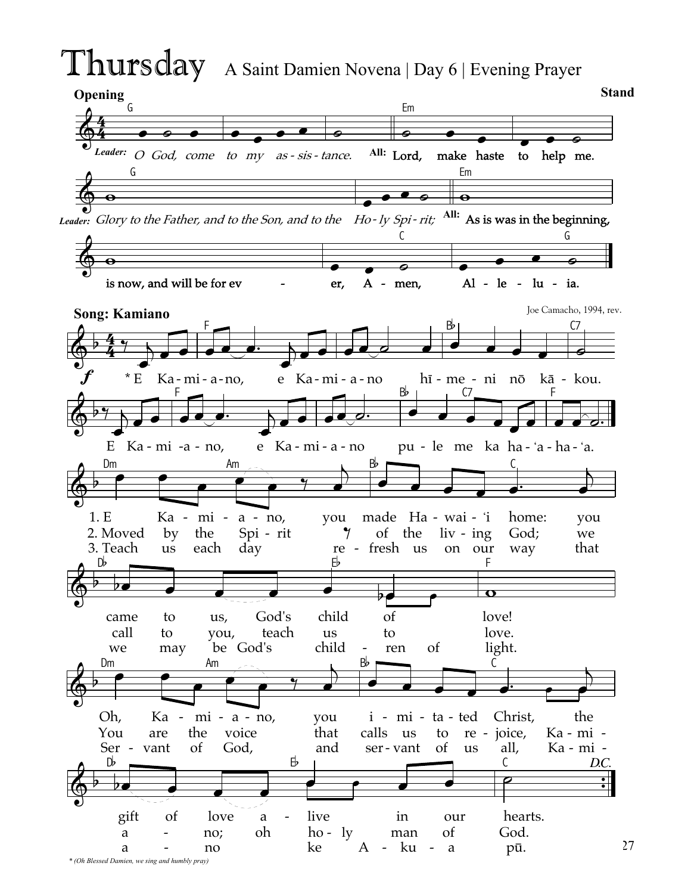# Thursday

A Saint Damien Novena | Day 6 | Evening Prayer

**Opening** — **Stand**

*Leader:* *O God, come to my assistance.*
**All:** Lord, make haste to help me.

*Leader:* *Glory to the Father, and to the Son, and to the Holy Spirit;*
**All:** As is was in the beginning, is now, and will be for ever, Amen, Alleluia.

**Song: Kamiano**

Joe Camacho, 1994, rev.

\* E Kamiano, e Kamiano hīmeni nō kākou.
E Kamiano, e Kamiano pule me ka ha-ʻa-ha-ʻa.

1. E Kamiano, you made Hawaiʻi home: you came to us, God's child of love!
Oh, Kamiano, you imitated Christ, the gift of love alive in our hearts.

2. Moved by the Spirit of the living God; we call to you, teach us to love.
You are the voice that calls us to rejoice, Kamiano; oh holy man of God.

3. Teach us each day refresh us on our way that we may be God's children of light.
Servant of God, and servant of us all, Kamiano ke Akua pū.

*D.C.*

\* (Oh Blessed Damien, we sing and humbly pray)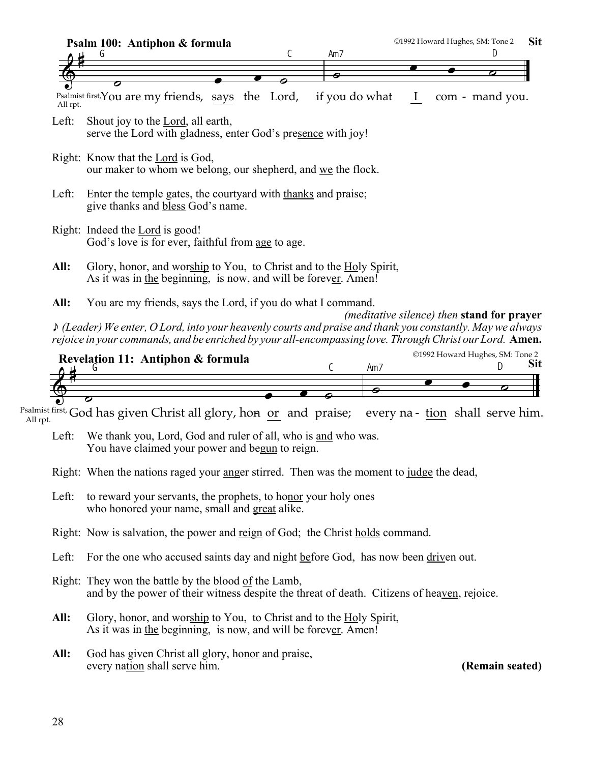**Psalm 100: Antiphon & formula** ©1992 Howard Hughes, SM: Tone 2 **Sit**

G C Am7 D

Psalmist first, All rpt. You are my friends, says the Lord, if you do what I com - mand you.

Left: Shout joy to the Lord, all earth,
serve the Lord with gladness, enter God's presence with joy!

Right: Know that the Lord is God,
our maker to whom we belong, our shepherd, and we the flock.

Left: Enter the temple gates, the courtyard with thanks and praise;
give thanks and bless God's name.

Right: Indeed the Lord is good!
God's love is for ever, faithful from age to age.

**All:** Glory, honor, and worship to You, to Christ and to the Holy Spirit,
As it was in the beginning, is now, and will be forever. Amen!

**All:** You are my friends, says the Lord, if you do what I command.

*(meditative silence) then* **stand for prayer**

♪ *(Leader) We enter, O Lord, into your heavenly courts and praise and thank you constantly. May we always rejoice in your commands, and be enriched by your all-encompassing love. Through Christ our Lord.* **Amen.**

**Revelation 11: Antiphon & formula** ©1992 Howard Hughes, SM: Tone 2 **Sit**

G C Am7 D

Psalmist first, All rpt. God has given Christ all glory, hon - or and praise; every na - tion shall serve him.

Left: We thank you, Lord, God and ruler of all, who is and who was.
You have claimed your power and begun to reign.

Right: When the nations raged your anger stirred. Then was the moment to judge the dead,

Left: to reward your servants, the prophets, to honor your holy ones
who honored your name, small and great alike.

Right: Now is salvation, the power and reign of God; the Christ holds command.

Left: For the one who accused saints day and night before God, has now been driven out.

Right: They won the battle by the blood of the Lamb,
and by the power of their witness despite the threat of death. Citizens of heaven, rejoice.

**All:** Glory, honor, and worship to You, to Christ and to the Holy Spirit,
As it was in the beginning, is now, and will be forever. Amen!

**All:** God has given Christ all glory, honor and praise,
every nation shall serve him. **(Remain seated)**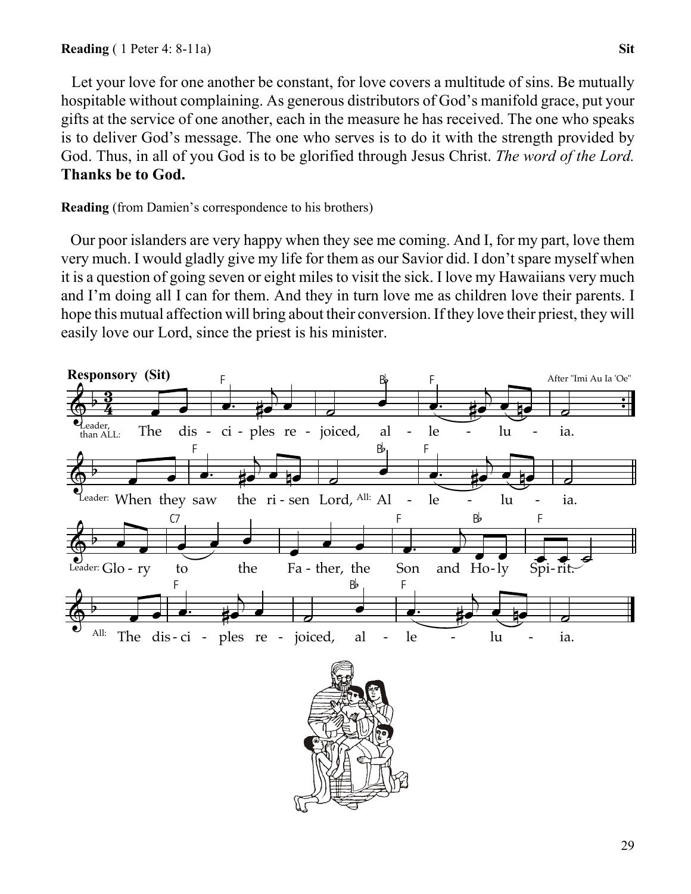**Reading** ( 1 Peter 4: 8-11a) **Sit**

Let your love for one another be constant, for love covers a multitude of sins. Be mutually hospitable without complaining. As generous distributors of God's manifold grace, put your gifts at the service of one another, each in the measure he has received. The one who speaks is to deliver God's message. The one who serves is to do it with the strength provided by God. Thus, in all of you God is to be glorified through Jesus Christ. *The word of the Lord.*
**Thanks be to God.**

**Reading** (from Damien's correspondence to his brothers)

Our poor islanders are very happy when they see me coming. And I, for my part, love them very much. I would gladly give my life for them as our Savior did. I don't spare myself when it is a question of going seven or eight miles to visit the sick. I love my Hawaiians very much and I'm doing all I can for them. And they in turn love me as children love their parents. I hope this mutual affection will bring about their conversion. If they love their priest, they will easily love our Lord, since the priest is his minister.

**Responsory (Sit)**

After "Imi Au Ia 'Oe"

Leader, than ALL: The dis - ci - ples re - joiced, al - le - lu - ia.

Leader: When they saw the ri - sen Lord, All: Al - le - lu - ia.

Leader: Glo - ry to the Fa - ther, the Son and Ho - ly Spi - rit.

All: The dis - ci - ples re - joiced, al - le - lu - ia.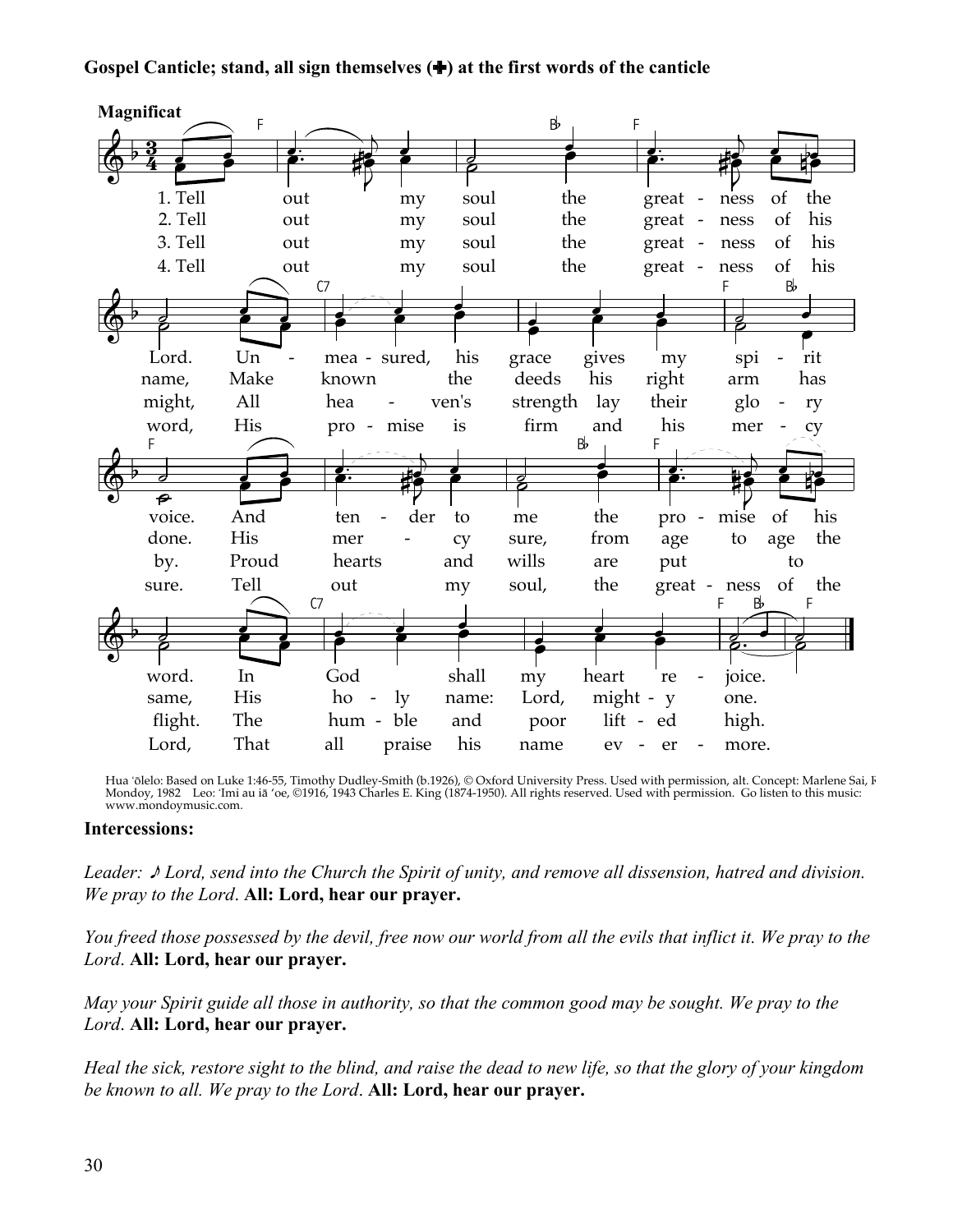**Gospel Canticle; stand, all sign themselves (✚) at the first words of the canticle**

**Magnificat**

1. Tell out my soul the greatness of the Lord. Unmeasured, his grace gives my spirit voice. And tender to me the promise of his word. In God shall my heart rejoice.

2. Tell out my soul the greatness of his name, Make known the deeds his right arm has done. His mercy sure, from age to age the same, His holy name: Lord, mighty one.

3. Tell out my soul the greatness of his might, All heaven's strength lay their glory by. Proud hearts and wills are put to flight. The humble and poor lifted high.

4. Tell out my soul the greatness of his word, His promise is firm and his mercy sure. Tell out my soul, the greatness of the Lord, That all praise his name evermore.

Hua ʻōlelo: Based on Luke 1:46-55, Timothy Dudley-Smith (b.1926), © Oxford University Press. Used with permission, alt. Concept: Marlene Sai, F Mondoy, 1982 Leo: ʻImi au iā ʻoe, ©1916, 1943 Charles E. King (1874-1950). All rights reserved. Used with permission. Go listen to this music: www.mondoymusic.com.

**Intercessions:**

*Leader: ♪ Lord, send into the Church the Spirit of unity, and remove all dissension, hatred and division. We pray to the Lord*. **All: Lord, hear our prayer.**

*You freed those possessed by the devil, free now our world from all the evils that inflict it. We pray to the Lord*. **All: Lord, hear our prayer.**

*May your Spirit guide all those in authority, so that the common good may be sought. We pray to the Lord*. **All: Lord, hear our prayer.**

*Heal the sick, restore sight to the blind, and raise the dead to new life, so that the glory of your kingdom be known to all. We pray to the Lord*. **All: Lord, hear our prayer.**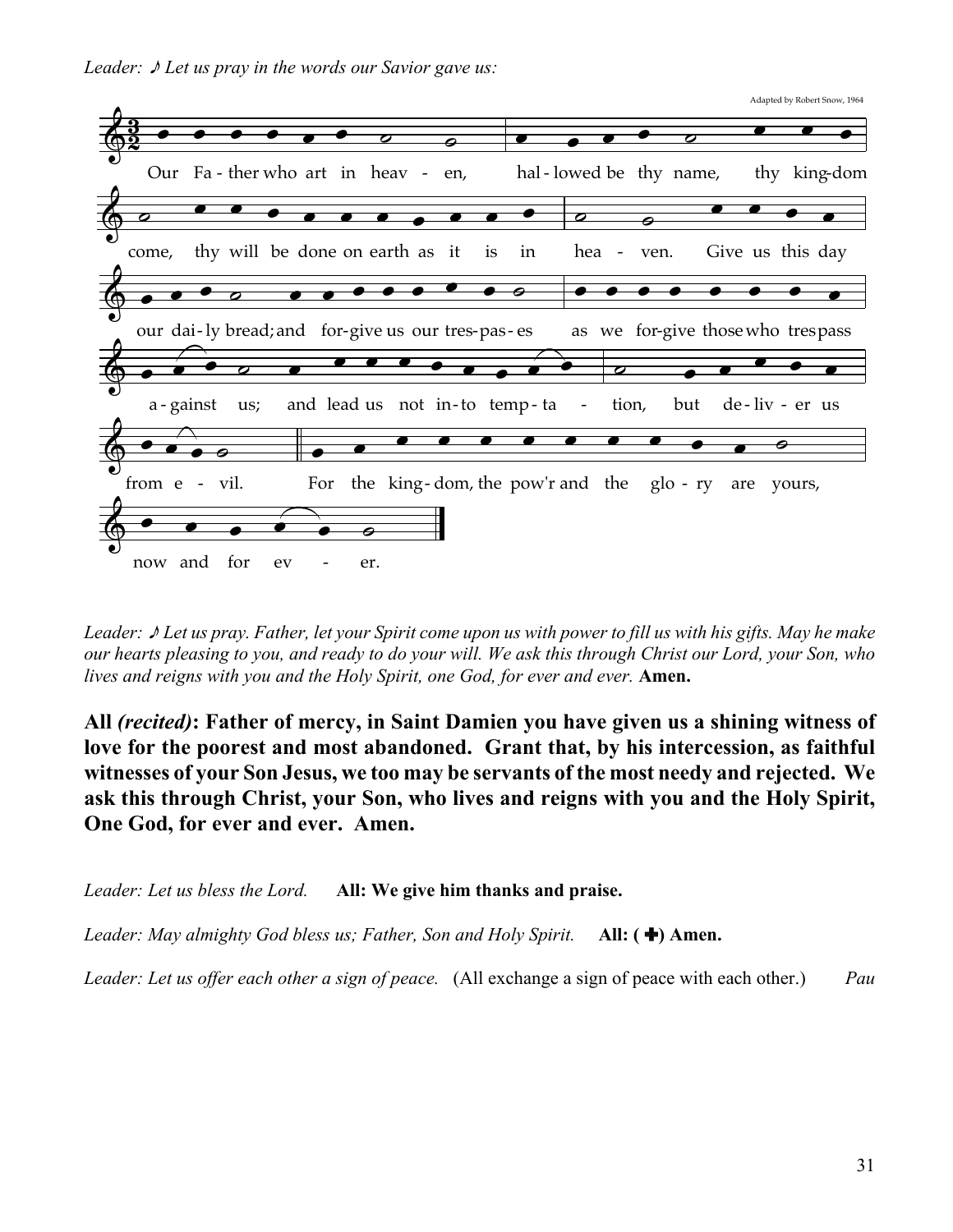*Leader: ♪ Let us pray in the words our Savior gave us:*

Adapted by Robert Snow, 1964

Our Fa - ther who art in heav - en, hal - lowed be thy name, thy king-dom come, thy will be done on earth as it is in hea - ven. Give us this day our dai - ly bread; and for-give us our tres-pas - es as we for-give those who trespass a - gainst us; and lead us not in - to temp - ta - tion, but de - liv - er us from e - vil. For the king - dom, the pow'r and the glo - ry are yours, now and for ev - er.

*Leader: ♪ Let us pray. Father, let your Spirit come upon us with power to fill us with his gifts. May he make our hearts pleasing to you, and ready to do your will. We ask this through Christ our Lord, your Son, who lives and reigns with you and the Holy Spirit, one God, for ever and ever.* **Amen.**

**All *(recited)*: Father of mercy, in Saint Damien you have given us a shining witness of love for the poorest and most abandoned. Grant that, by his intercession, as faithful witnesses of your Son Jesus, we too may be servants of the most needy and rejected. We ask this through Christ, your Son, who lives and reigns with you and the Holy Spirit, One God, for ever and ever. Amen.**

*Leader: Let us bless the Lord.* **All: We give him thanks and praise.**

*Leader: May almighty God bless us; Father, Son and Holy Spirit.* **All: (✚) Amen.**

*Leader: Let us offer each other a sign of peace.* (All exchange a sign of peace with each other.) *Pau*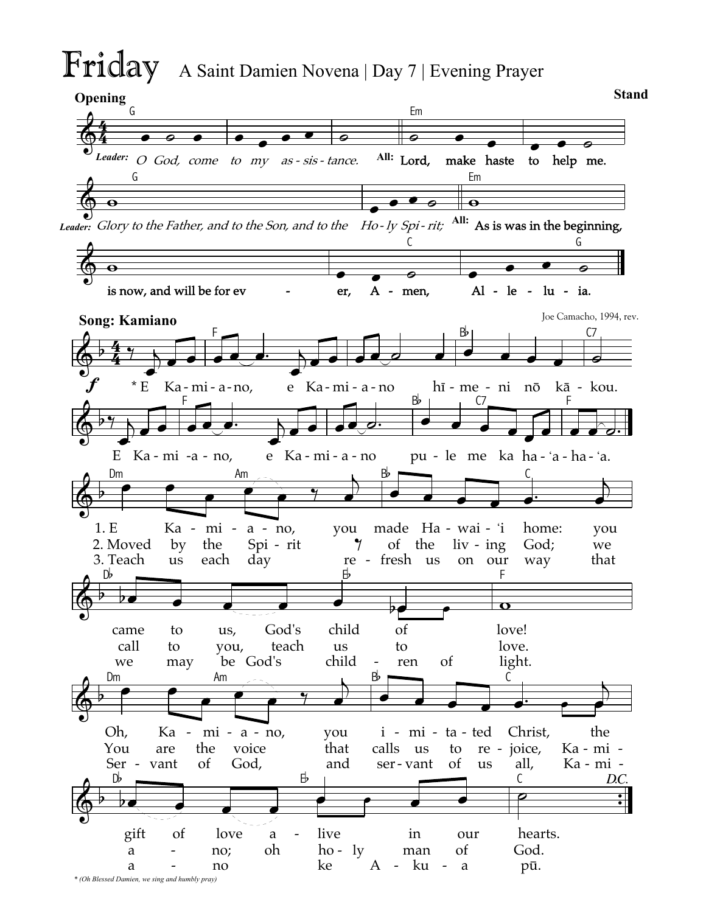# Friday

A Saint Damien Novena | Day 7 | Evening Prayer

**Opening** — **Stand**

*Leader:* *O God, come to my assistance.* **All:** **Lord, make haste to help me.**

*Leader:* *Glory to the Father, and to the Son, and to the Holy Spirit;* **All:** **As is was in the beginning, is now, and will be for ever, Amen, Alleluia.**

**Song: Kamiano**

Joe Camacho, 1994, rev.

\*E Kamiano, e Kamiano hīmeni nō kākou.
E Kamiano, e Kamiano pule me ka ha-ʻa-ha-ʻa.

1. E Kamiano, you made Hawaiʻi home: you came to us, God's child of love!
Oh, Kamiano, you imitated Christ, the gift of love alive in our hearts.

2. Moved by the Spirit of the living God; we call to you, teach us to love.
You are the voice that calls us to rejoice, Kamiano; oh holy man of God.

3. Teach us each day refresh us on our way that we may be God's children of light.
Servant of God, and servant of us all, Kamiano ke Akua pū.

*D.C.*

\* *(Oh Blessed Damien, we sing and humbly pray)*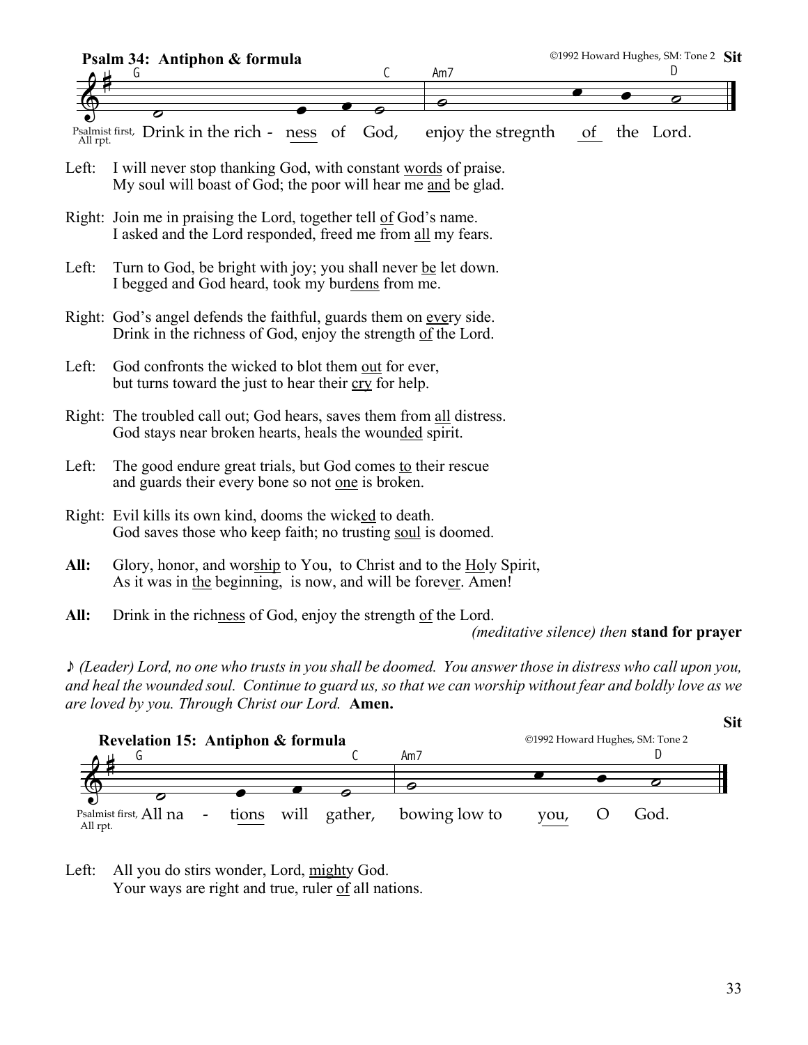**Psalm 34: Antiphon & formula** ©1992 Howard Hughes, SM: Tone 2 **Sit**

G C Am7 D

Psalmist first, All rpt. Drink in the rich - ness of God, enjoy the stregnth of the Lord.

Left: I will never stop thanking God, with constant words of praise.
My soul will boast of God; the poor will hear me and be glad.

Right: Join me in praising the Lord, together tell of God's name.
I asked and the Lord responded, freed me from all my fears.

Left: Turn to God, be bright with joy; you shall never be let down.
I begged and God heard, took my burdens from me.

Right: God's angel defends the faithful, guards them on every side.
Drink in the richness of God, enjoy the strength of the Lord.

Left: God confronts the wicked to blot them out for ever,
but turns toward the just to hear their cry for help.

Right: The troubled call out; God hears, saves them from all distress.
God stays near broken hearts, heals the wounded spirit.

Left: The good endure great trials, but God comes to their rescue
and guards their every bone so not one is broken.

Right: Evil kills its own kind, dooms the wicked to death.
God saves those who keep faith; no trusting soul is doomed.

**All:** Glory, honor, and worship to You, to Christ and to the Holy Spirit,
As it was in the beginning, is now, and will be forever. Amen!

**All:** Drink in the richness of God, enjoy the strength of the Lord.

*(meditative silence) then* **stand for prayer**

♪ *(Leader) Lord, no one who trusts in you shall be doomed. You answer those in distress who call upon you, and heal the wounded soul. Continue to guard us, so that we can worship without fear and boldly love as we are loved by you. Through Christ our Lord.* **Amen.**

**Sit**

**Revelation 15: Antiphon & formula** ©1992 Howard Hughes, SM: Tone 2

G C Am7 D

Psalmist first, All rpt. All na - tions will gather, bowing low to you, O God.

Left: All you do stirs wonder, Lord, mighty God.
Your ways are right and true, ruler of all nations.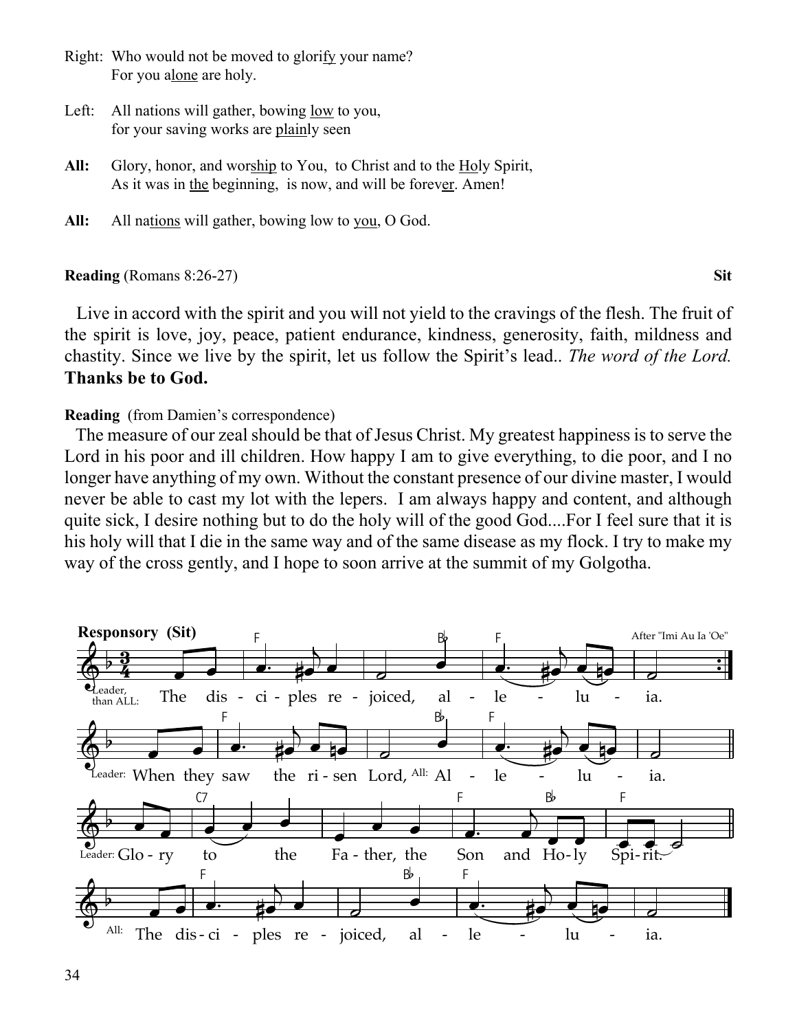Right: Who would not be moved to glori<u>fy</u> your name?
For you a<u>lone</u> are holy.

Left: All nations will gather, bowing <u>low</u> to you,
for your saving works are <u>plain</u>ly seen

**All:** Glory, honor, and wor<u>ship</u> to You, to Christ and to the <u>Ho</u>ly Spirit,
As it was in <u>the</u> beginning, is now, and will be forev<u>er</u>. Amen!

**All:** All na<u>tions</u> will gather, bowing low to <u>you</u>, O God.

**Reading** (Romans 8:26-27) **Sit**

Live in accord with the spirit and you will not yield to the cravings of the flesh. The fruit of the spirit is love, joy, peace, patient endurance, kindness, generosity, faith, mildness and chastity. Since we live by the spirit, let us follow the Spirit's lead.. *The word of the Lord.* **Thanks be to God.**

**Reading** (from Damien's correspondence)

The measure of our zeal should be that of Jesus Christ. My greatest happiness is to serve the Lord in his poor and ill children. How happy I am to give everything, to die poor, and I no longer have anything of my own. Without the constant presence of our divine master, I would never be able to cast my lot with the lepers. I am always happy and content, and although quite sick, I desire nothing but to do the holy will of the good God....For I feel sure that it is his holy will that I die in the same way and of the same disease as my flock. I try to make my way of the cross gently, and I hope to soon arrive at the summit of my Golgotha.

**Responsory (Sit)**

After "Imi Au Ia 'Oe"

Leader, than ALL: The dis - ci - ples re - joiced, al - le - lu - ia.

Leader: When they saw the ri - sen Lord, All: Al - le - lu - ia.

Leader: Glo - ry to the Fa - ther, the Son and Ho - ly Spi - rit.

All: The dis - ci - ples re - joiced, al - le - lu - ia.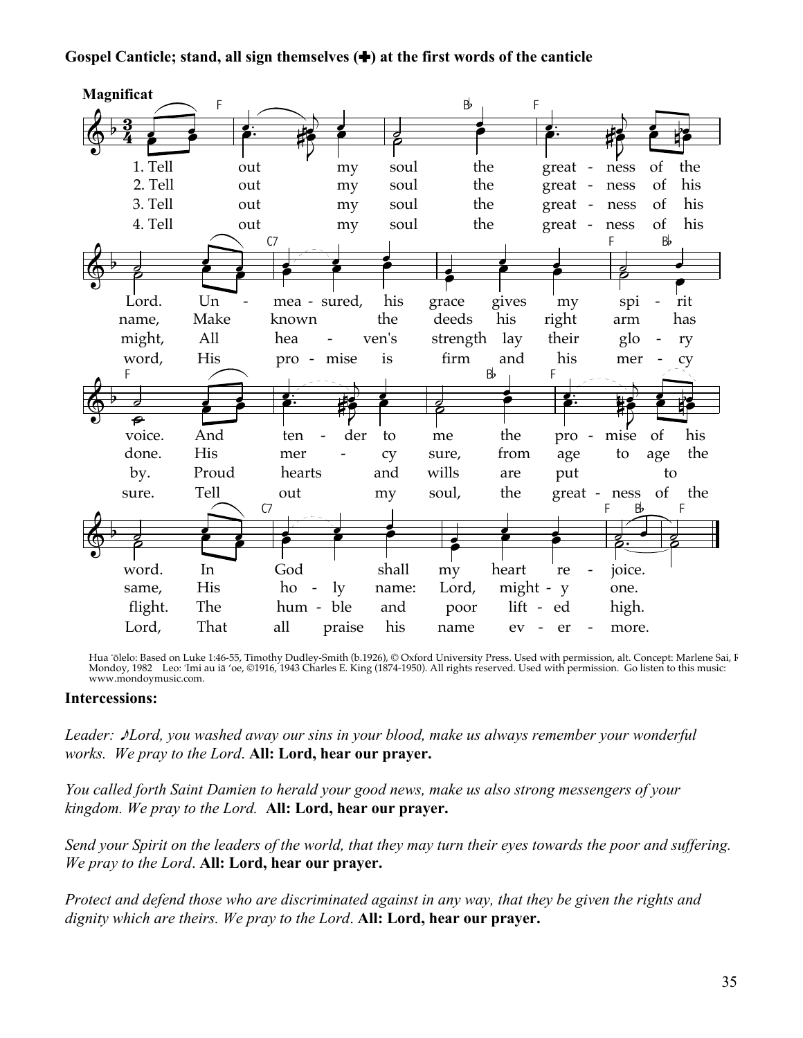**Gospel Canticle; stand, all sign themselves (✚) at the first words of the canticle**

**Magnificat**

1. Tell out my soul the great - ness of the Lord. Un - mea - sured, his grace gives my spi - rit voice. And ten - der to me the pro - mise of his word. In God shall my heart re - joice.
2. Tell out my soul the great - ness of his name, Make known the deeds his right arm has done. His mer - cy sure, from age to age the same, His ho - ly name: Lord, might - y one.
3. Tell out my soul the great - ness of his might, All hea - ven's strength lay their glo - ry by. Proud hearts and wills are put to flight. The hum - ble and poor lift - ed high.
4. Tell out my soul the great - ness of his word, His pro - mise is firm and his mer - cy sure. Tell out my soul, the great - ness of the Lord, That all praise his name ev - er - more.

Hua ʻōlelo: Based on Luke 1:46-55, Timothy Dudley-Smith (b.1926), © Oxford University Press. Used with permission, alt. Concept: Marlene Sai, F Mondoy, 1982 Leo: ʻImi au iā ʻoe, ©1916, 1943 Charles E. King (1874-1950). All rights reserved. Used with permission. Go listen to this music: www.mondoymusic.com.

**Intercessions:**

*Leader: ♪Lord, you washed away our sins in your blood, make us always remember your wonderful works. We pray to the Lord.* **All: Lord, hear our prayer.**

*You called forth Saint Damien to herald your good news, make us also strong messengers of your kingdom. We pray to the Lord.* **All: Lord, hear our prayer.**

*Send your Spirit on the leaders of the world, that they may turn their eyes towards the poor and suffering. We pray to the Lord.* **All: Lord, hear our prayer.**

*Protect and defend those who are discriminated against in any way, that they be given the rights and dignity which are theirs. We pray to the Lord.* **All: Lord, hear our prayer.**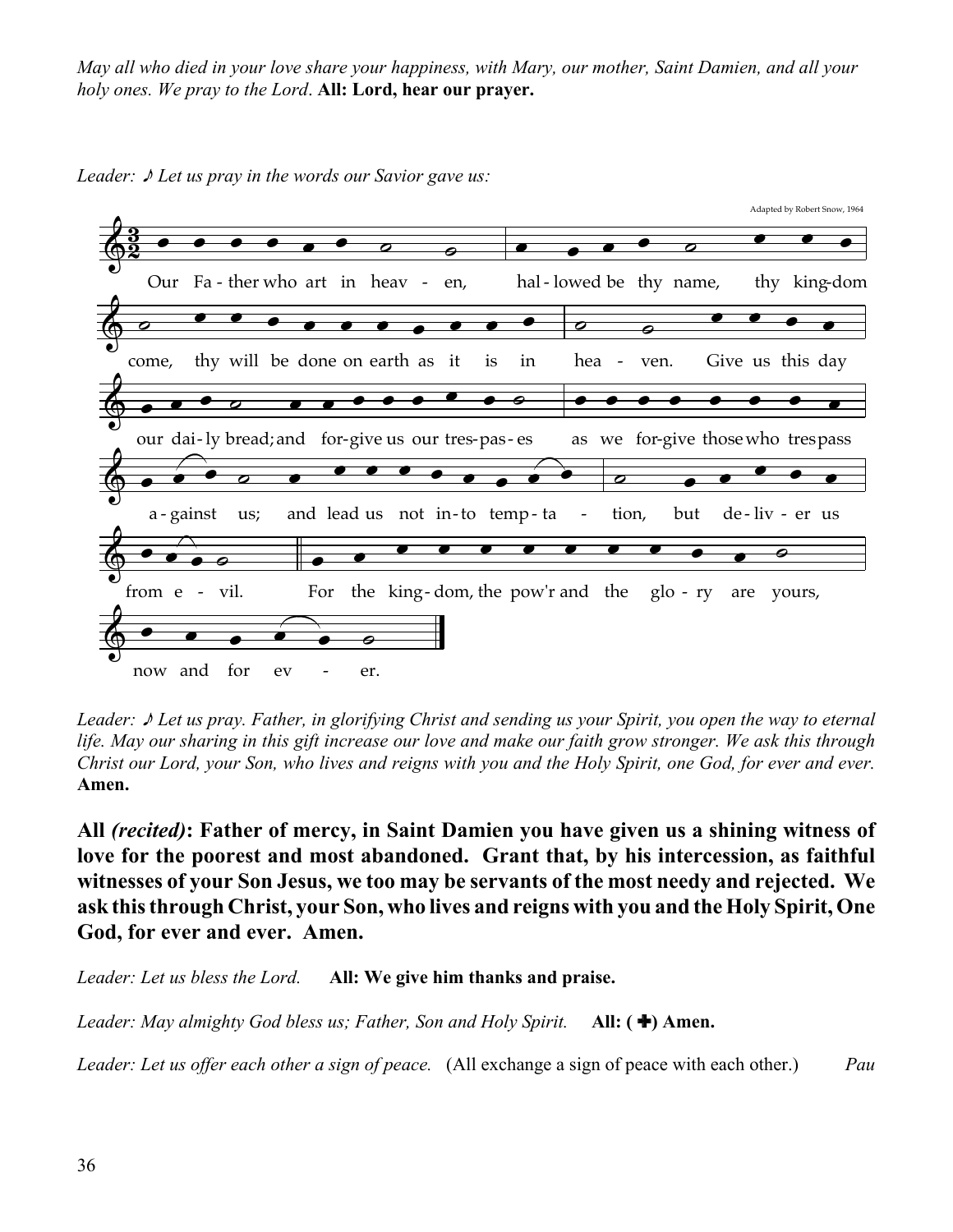*May all who died in your love share your happiness, with Mary, our mother, Saint Damien, and all your holy ones. We pray to the Lord*. **All: Lord, hear our prayer.**

*Leader: ♪ Let us pray in the words our Savior gave us:*

Adapted by Robert Snow, 1964

Our Fa - ther who art in heav - en, hal - lowed be thy name, thy king-dom come, thy will be done on earth as it is in hea - ven. Give us this day our dai - ly bread; and for-give us our tres-pas - es as we for-give those who tres pass a - gainst us; and lead us not in - to temp - ta - tion, but de - liv - er us from e - vil. For the king - dom, the pow'r and the glo - ry are yours, now and for ev - er.

*Leader: ♪ Let us pray. Father, in glorifying Christ and sending us your Spirit, you open the way to eternal life. May our sharing in this gift increase our love and make our faith grow stronger. We ask this through Christ our Lord, your Son, who lives and reigns with you and the Holy Spirit, one God, for ever and ever.* **Amen.**

**All *(recited)*: Father of mercy, in Saint Damien you have given us a shining witness of love for the poorest and most abandoned. Grant that, by his intercession, as faithful witnesses of your Son Jesus, we too may be servants of the most needy and rejected. We ask this through Christ, your Son, who lives and reigns with you and the Holy Spirit, One God, for ever and ever. Amen.**

*Leader: Let us bless the Lord.* **All: We give him thanks and praise.**

*Leader: May almighty God bless us; Father, Son and Holy Spirit.* **All: (✚) Amen.**

*Leader: Let us offer each other a sign of peace.* (All exchange a sign of peace with each other.) *Pau*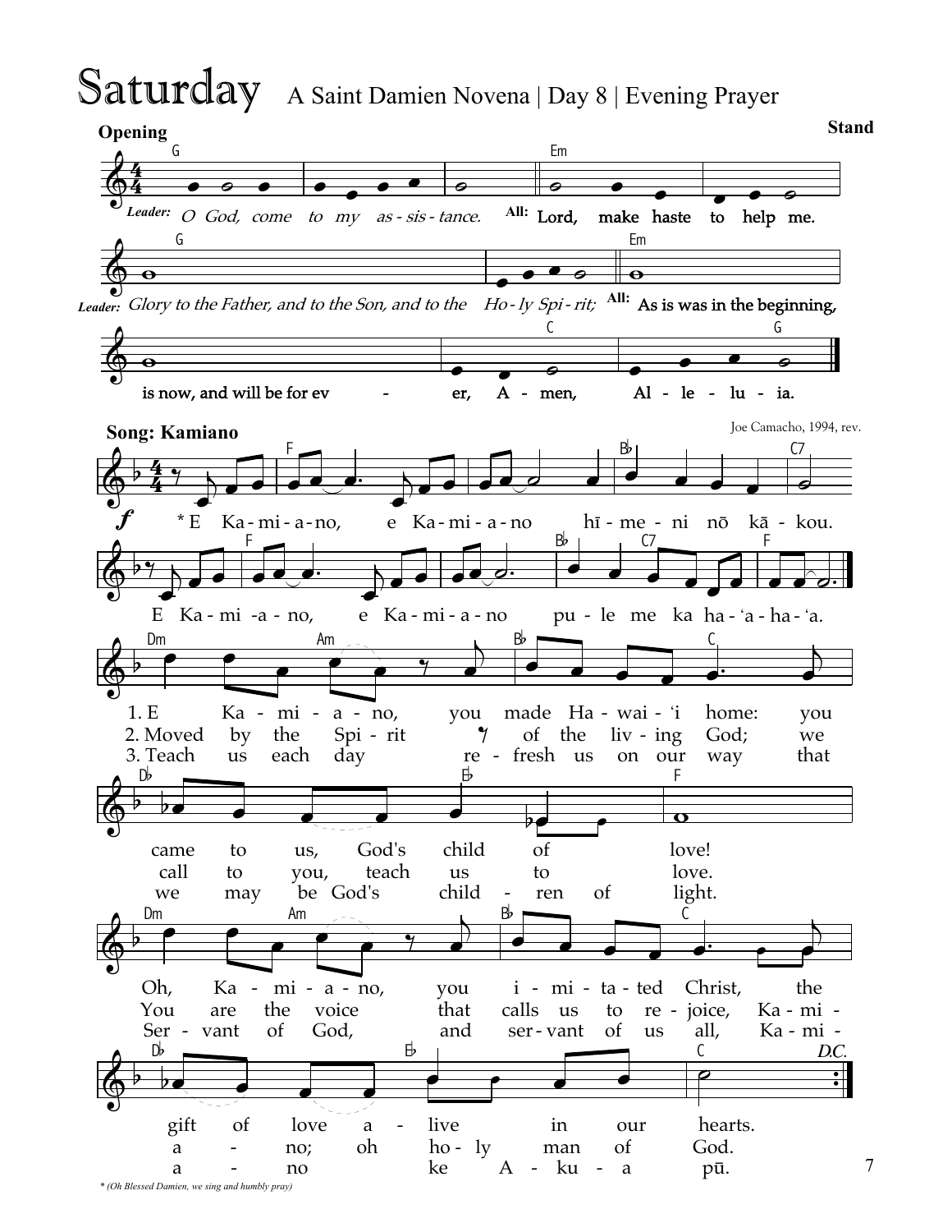# Saturday

A Saint Damien Novena | Day 8 | Evening Prayer

**Opening** — **Stand**

*Leader:* *O God, come to my assistance.*
**All:** **Lord, make haste to help me.**

*Leader:* *Glory to the Father, and to the Son, and to the Holy Spirit;*
**All:** **As is was in the beginning, is now, and will be for ever, Amen, Alleluia.**

**Song: Kamiano**

Joe Camacho, 1994, rev.

*E Kamiano, e Kamiano hīmeni nō kākou.
E Kamiano, e Kamiano pule me ka ha-ʻa-ha-ʻa.

1. E Kamiano, you made Hawaiʻi home: you came to us, God's child of love!
Oh, Kamiano, you imitated Christ, the gift of love alive in our hearts.

2. Moved by the Spirit of the living God; we call to you, teach us to love.
You are the voice that calls us to rejoice, Kamiano; oh holy man of God.

3. Teach us each day refresh us on our way that we may be God's children of light.
Servant of God, and servant of us all, Kamiano ke Akua pū.

*D.C.*

*\* (Oh Blessed Damien, we sing and humbly pray)*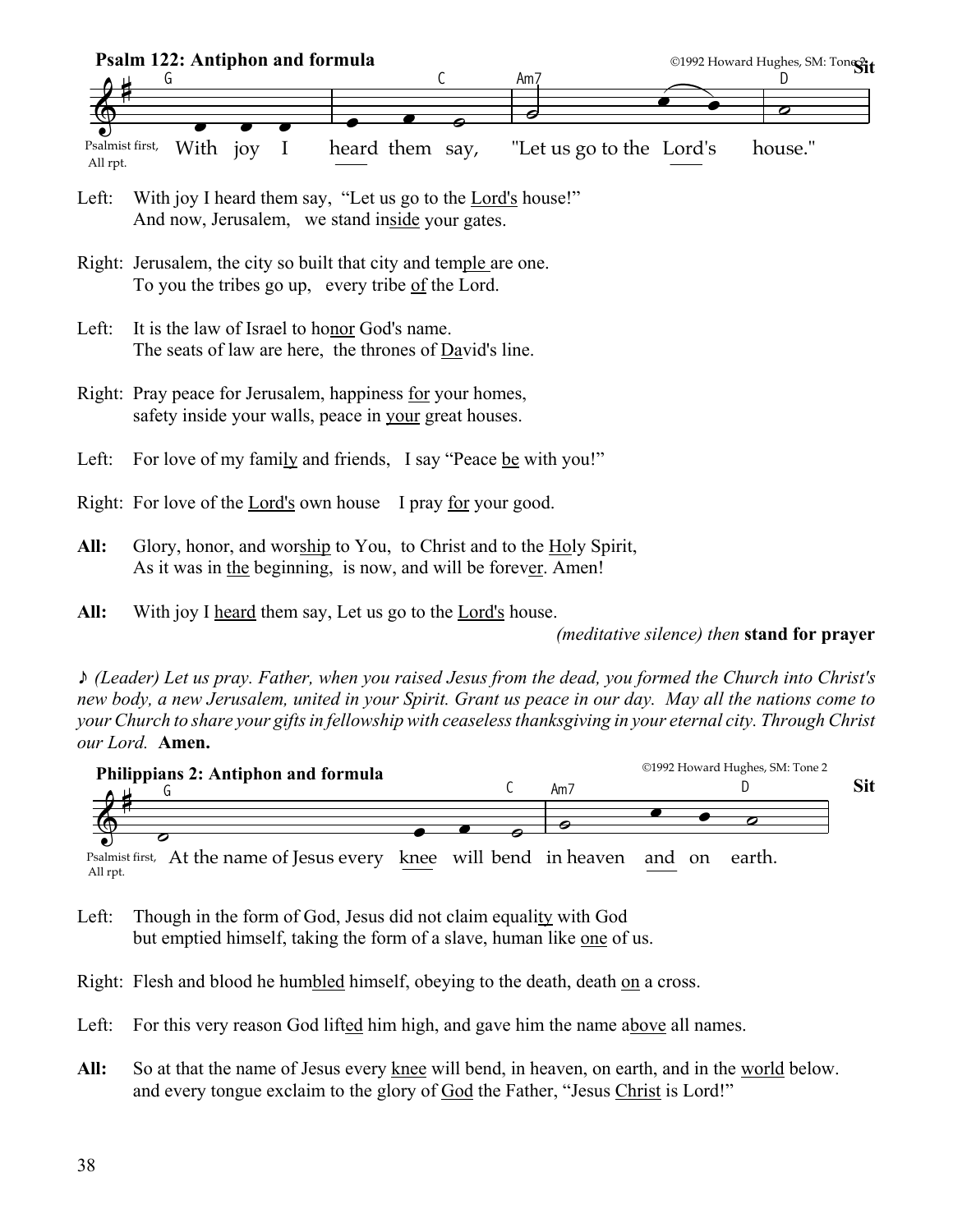**Psalm 122: Antiphon and formula** ©1992 Howard Hughes, SM: Tone 2 **Sit**

G C Am7 D

Psalmist first, All rpt. With joy I heard them say, "Let us go to the Lord's house."

Left: With joy I heard them say, "Let us go to the Lord's house!"
And now, Jerusalem, we stand inside your gates.

Right: Jerusalem, the city so built that city and temple are one.
To you the tribes go up, every tribe of the Lord.

Left: It is the law of Israel to honor God's name.
The seats of law are here, the thrones of David's line.

Right: Pray peace for Jerusalem, happiness for your homes,
safety inside your walls, peace in your great houses.

Left: For love of my family and friends, I say "Peace be with you!"

Right: For love of the Lord's own house I pray for your good.

**All:** Glory, honor, and worship to You, to Christ and to the Holy Spirit,
As it was in the beginning, is now, and will be forever. Amen!

**All:** With joy I heard them say, Let us go to the Lord's house.

*(meditative silence) then* **stand for prayer**

♪ *(Leader) Let us pray. Father, when you raised Jesus from the dead, you formed the Church into Christ's new body, a new Jerusalem, united in your Spirit. Grant us peace in our day. May all the nations come to your Church to share your gifts in fellowship with ceaseless thanksgiving in your eternal city. Through Christ our Lord.* **Amen.**

**Philippians 2: Antiphon and formula** ©1992 Howard Hughes, SM: Tone 2 **Sit**

G C Am7 D

Psalmist first, All rpt. At the name of Jesus every knee will bend in heaven and on earth.

Left: Though in the form of God, Jesus did not claim equality with God
but emptied himself, taking the form of a slave, human like one of us.

Right: Flesh and blood he humbled himself, obeying to the death, death on a cross.

Left: For this very reason God lifted him high, and gave him the name above all names.

**All:** So at that the name of Jesus every knee will bend, in heaven, on earth, and in the world below.
and every tongue exclaim to the glory of God the Father, "Jesus Christ is Lord!"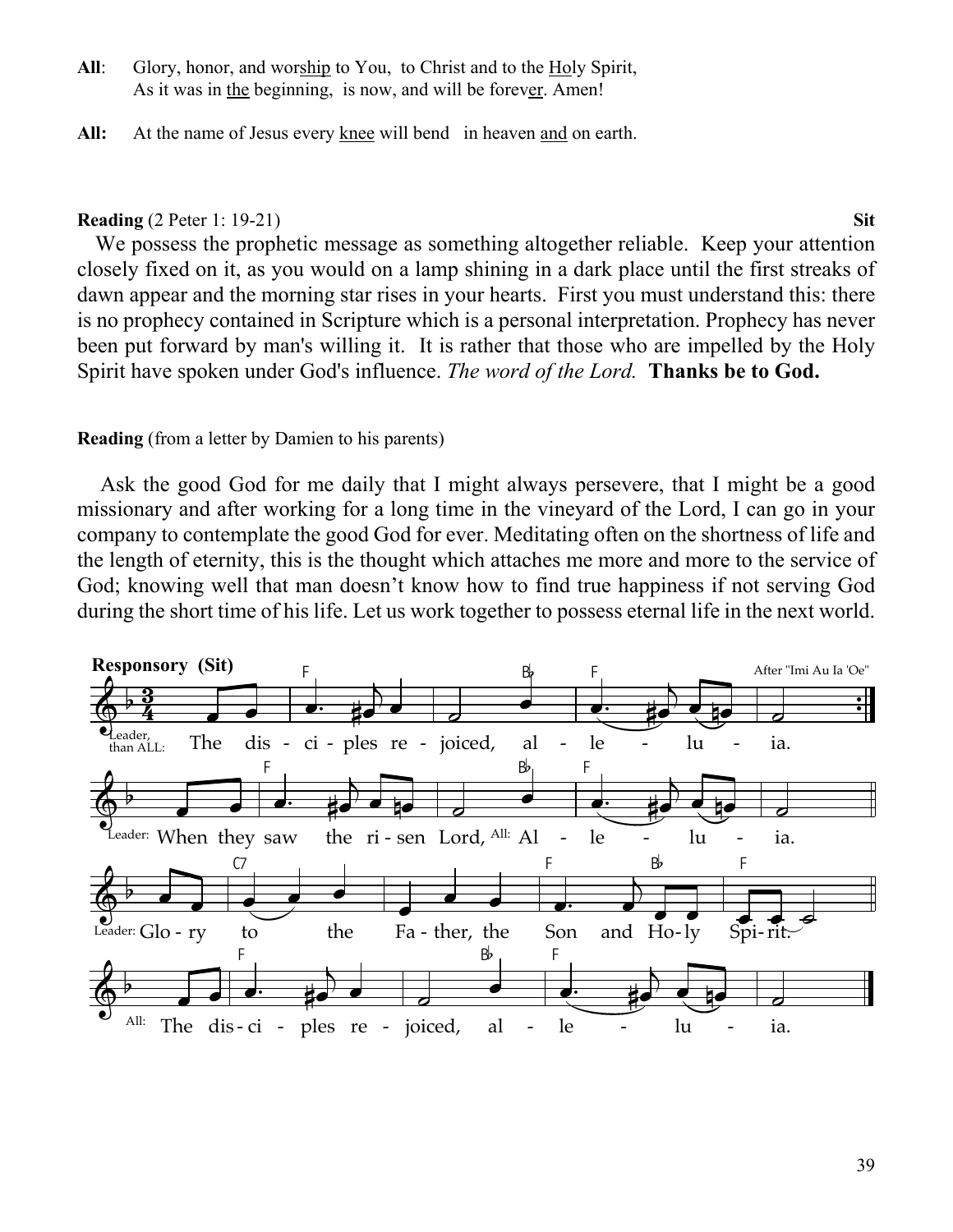**All**: Glory, honor, and wor<u>ship</u> to You, to Christ and to the <u>Ho</u>ly Spirit,
As it was in <u>the</u> beginning, is now, and will be forev<u>er</u>. Amen!

**All:** At the name of Jesus every <u>knee</u> will bend in heaven <u>and</u> on earth.

**Reading** (2 Peter 1: 19-21) **Sit**

We possess the prophetic message as something altogether reliable. Keep your attention closely fixed on it, as you would on a lamp shining in a dark place until the first streaks of dawn appear and the morning star rises in your hearts. First you must understand this: there is no prophecy contained in Scripture which is a personal interpretation. Prophecy has never been put forward by man's willing it. It is rather that those who are impelled by the Holy Spirit have spoken under God's influence. *The word of the Lord.* **Thanks be to God.**

**Reading** (from a letter by Damien to his parents)

Ask the good God for me daily that I might always persevere, that I might be a good missionary and after working for a long time in the vineyard of the Lord, I can go in your company to contemplate the good God for ever. Meditating often on the shortness of life and the length of eternity, this is the thought which attaches me more and more to the service of God; knowing well that man doesn't know how to find true happiness if not serving God during the short time of his life. Let us work together to possess eternal life in the next world.

**Responsory (Sit)**

After "Imi Au Ia 'Oe"

Leader, than ALL: The disciples rejoiced, alleluia.

Leader: When they saw the risen Lord, All: Alleluia.

Leader: Glory to the Father, the Son and Holy Spirit.

All: The disciples rejoiced, alleluia.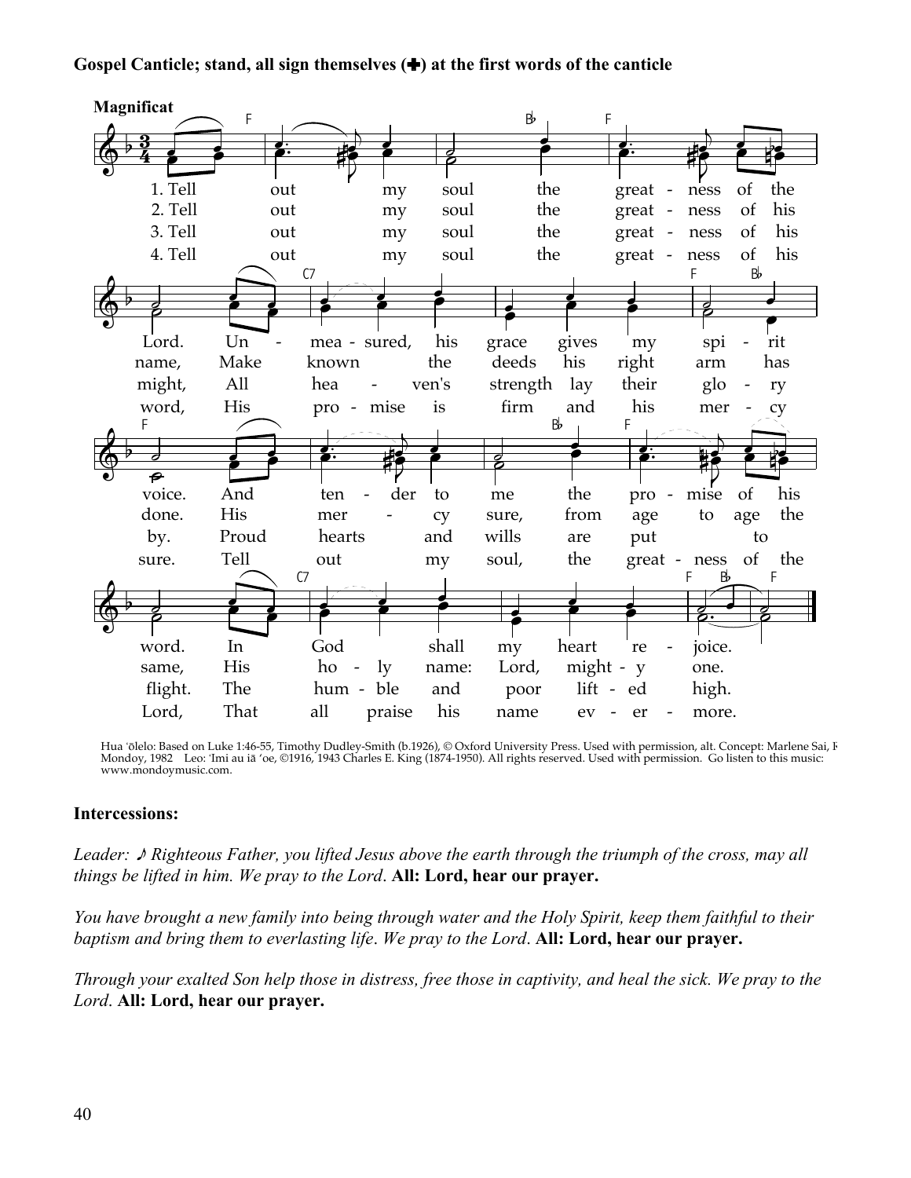**Gospel Canticle; stand, all sign themselves (✚) at the first words of the canticle**

**Magnificat**

1. Tell out my soul the great - ness of the Lord. Un - mea - sured, his grace gives my spi - rit voice. And ten - der to me the pro - mise of his word. In God shall my heart re - joice.
2. Tell out my soul the great - ness of his name, Make known the deeds his right arm has done. His mer - cy sure, from age to age the same, His ho - ly name: Lord, might - y one.
3. Tell out my soul the great - ness of his might, All hea - ven's strength lay their glo - ry by. Proud hearts and wills are put to flight. The hum - ble and poor lift - ed high.
4. Tell out my soul the great - ness of his word, His pro - mise is firm and his mer - cy sure. Tell out my soul, the great - ness of the Lord, That all praise his name ev - er - more.

Hua ʻōlelo: Based on Luke 1:46-55, Timothy Dudley-Smith (b.1926), © Oxford University Press. Used with permission, alt. Concept: Marlene Sai, F Mondoy, 1982 Leo: ʻImi au iā ʻoe, ©1916, 1943 Charles E. King (1874-1950). All rights reserved. Used with permission. Go listen to this music: www.mondoymusic.com.

**Intercessions:**

*Leader: ♪ Righteous Father, you lifted Jesus above the earth through the triumph of the cross, may all things be lifted in him. We pray to the Lord*. **All: Lord, hear our prayer.**

*You have brought a new family into being through water and the Holy Spirit, keep them faithful to their baptism and bring them to everlasting life*. *We pray to the Lord*. **All: Lord, hear our prayer.**

*Through your exalted Son help those in distress, free those in captivity, and heal the sick. We pray to the Lord.* **All: Lord, hear our prayer.**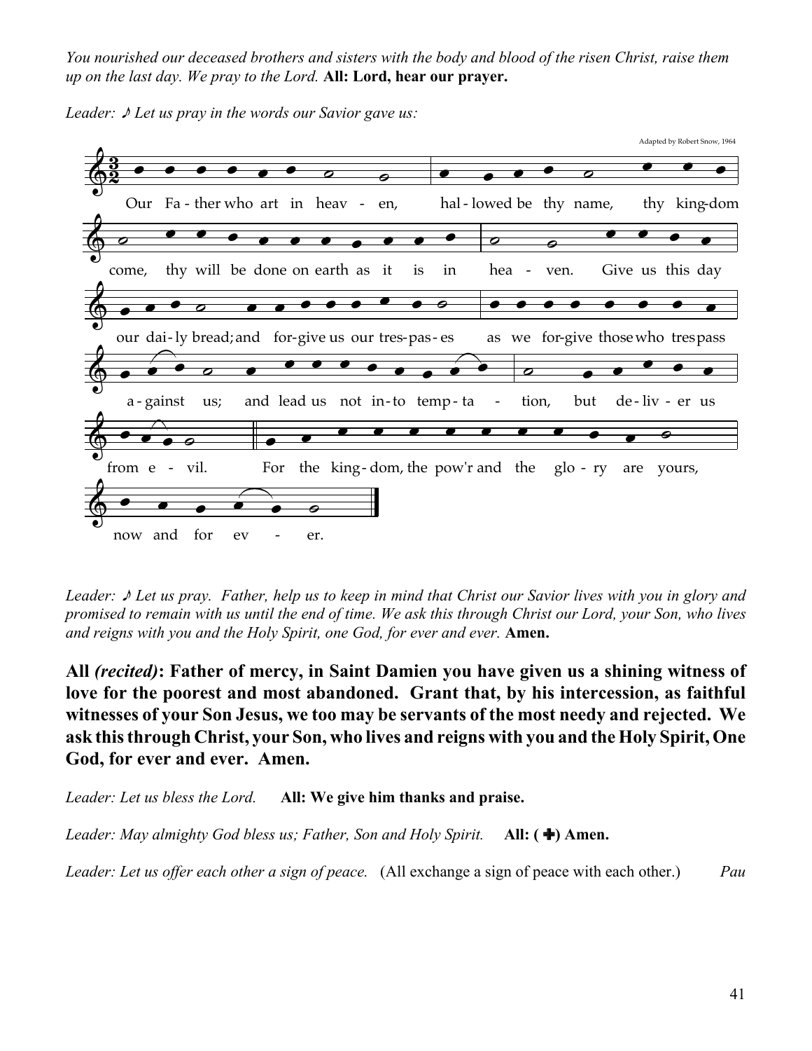*You nourished our deceased brothers and sisters with the body and blood of the risen Christ, raise them up on the last day. We pray to the Lord.* **All: Lord, hear our prayer.**

*Leader: ♪ Let us pray in the words our Savior gave us:*

Adapted by Robert Snow, 1964

Our Fa - ther who art in heav - en, hal - lowed be thy name, thy king-dom come, thy will be done on earth as it is in hea - ven. Give us this day our dai - ly bread; and for-give us our tres-pas - es as we for-give those who trespass a - gainst us; and lead us not in - to temp - ta - tion, but de - liv - er us from e - vil. For the king - dom, the pow'r and the glo - ry are yours, now and for ev - er.

*Leader: ♪ Let us pray. Father, help us to keep in mind that Christ our Savior lives with you in glory and promised to remain with us until the end of time. We ask this through Christ our Lord, your Son, who lives and reigns with you and the Holy Spirit, one God, for ever and ever.* **Amen.**

**All *(recited)*: Father of mercy, in Saint Damien you have given us a shining witness of love for the poorest and most abandoned. Grant that, by his intercession, as faithful witnesses of your Son Jesus, we too may be servants of the most needy and rejected. We ask this through Christ, your Son, who lives and reigns with you and the Holy Spirit, One God, for ever and ever. Amen.**

*Leader: Let us bless the Lord.* **All: We give him thanks and praise.**

*Leader: May almighty God bless us; Father, Son and Holy Spirit.* **All: (✚) Amen.**

*Leader: Let us offer each other a sign of peace.* (All exchange a sign of peace with each other.) *Pau*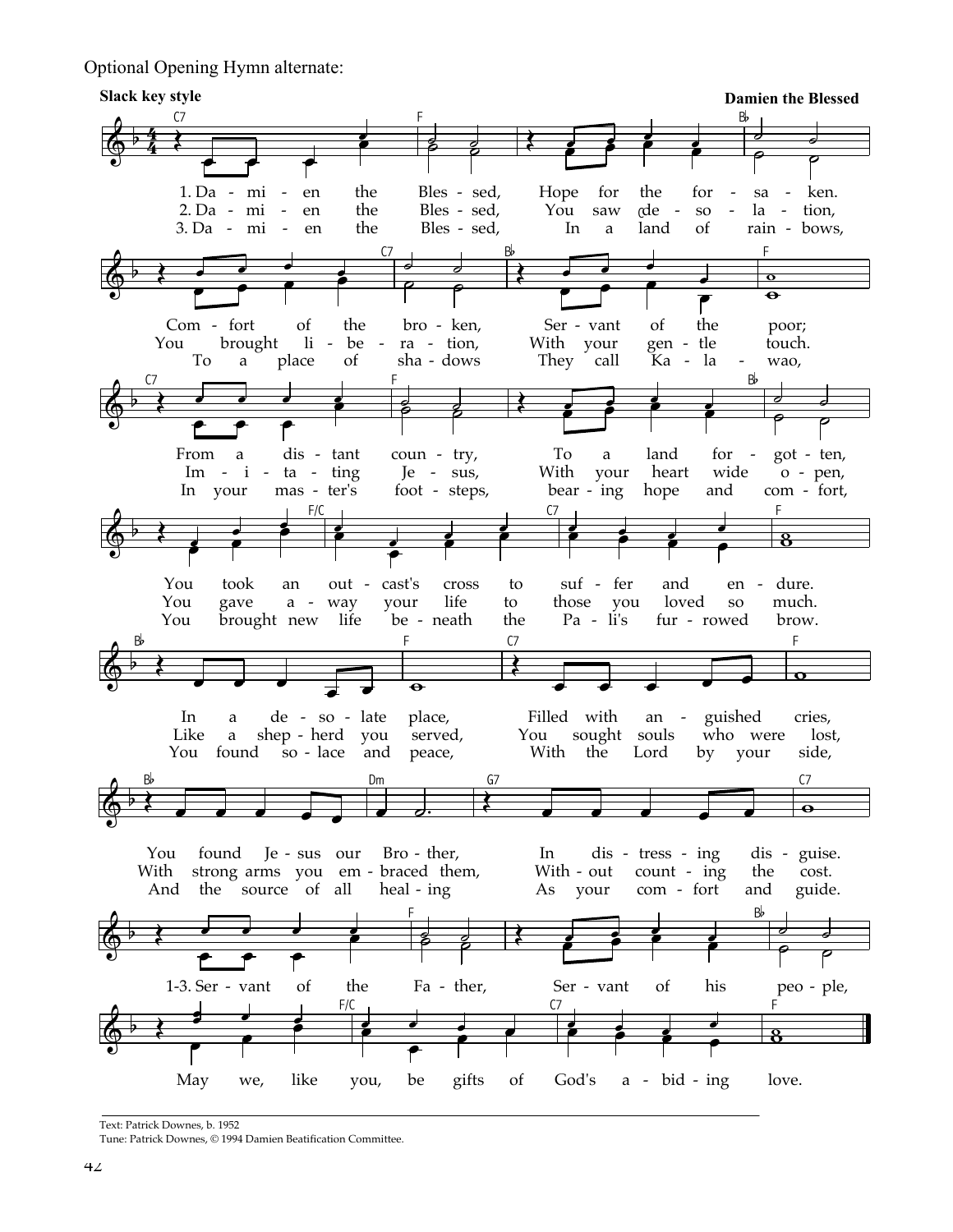Optional Opening Hymn alternate:

**Slack key style** **Damien the Blessed**

1. Damien the Blessed, Hope for the forsaken. Comfort of the broken, Servant of the poor; From a distant country, To a land forgotten, You took an outcast's cross to suffer and endure. In a desolate place, Filled with anguished cries, You found Jesus our Brother, In distressing disguise.

2. Damien the Blessed, You saw desolation, You brought liberation, With your gentle touch. Imitating Jesus, With your heart wide open, You gave away your life to those you loved so much. Like a shepherd you served, You sought souls who were lost, With strong arms you embraced them, Without counting the cost.

3. Damien the Blessed, In a land of rainbows, To a place of shadows They call Kalawao, In your master's footsteps, bearing hope and comfort, You brought new life beneath the Pali's furrowed brow. You found solace and peace, With the Lord by your side, And the source of all healing As your comfort and guide.

1-3. Servant of the Father, Servant of his people, May we, like you, be gifts of God's abiding love.

Text: Patrick Downes, b. 1952
Tune: Patrick Downes, © 1994 Damien Beatification Committee.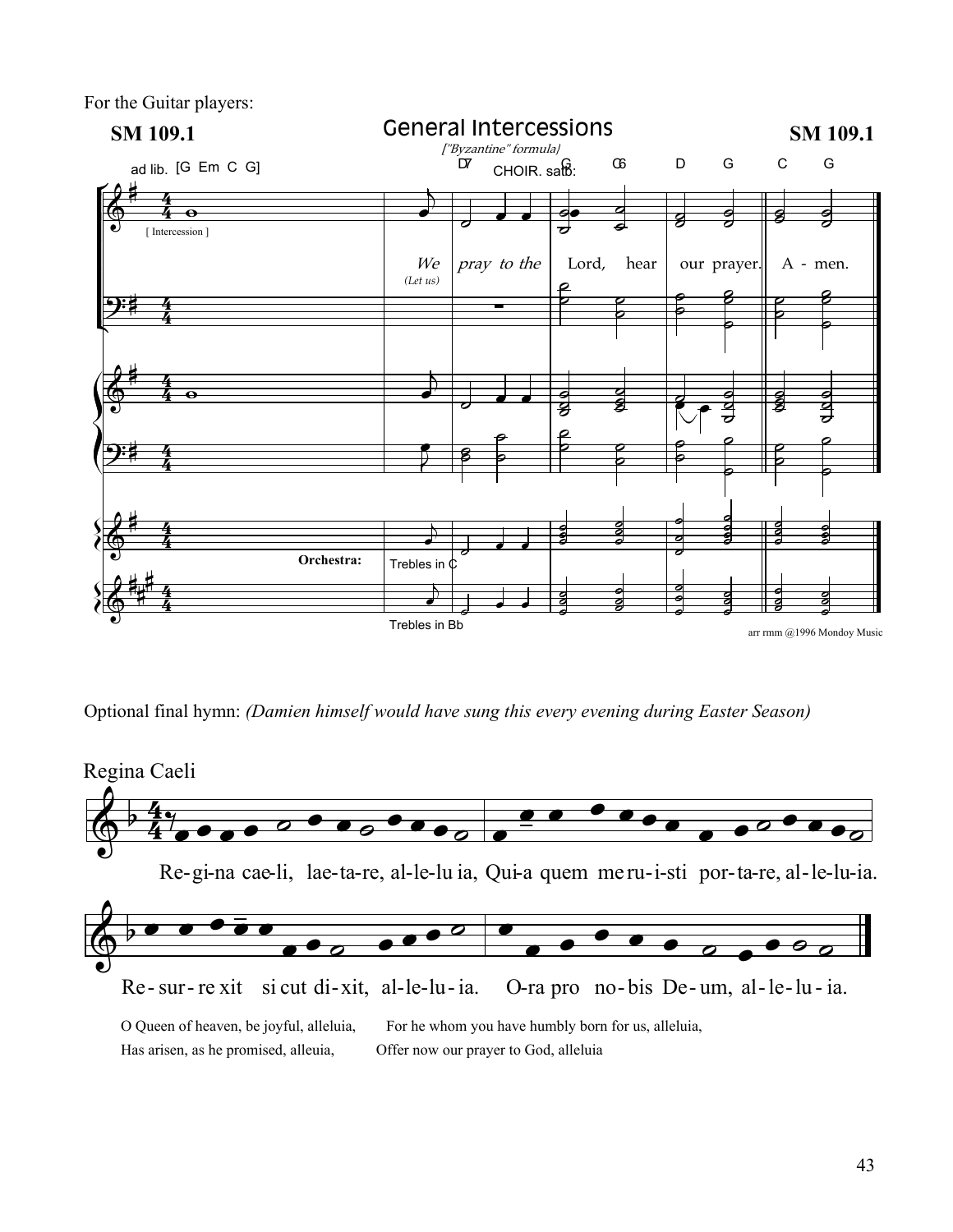For the Guitar players:

**SM 109.1** General Intercessions **SM 109.1**

*["Byzantine" formula]*

ad lib. [G Em C G] D7 G C6 D G C G

CHOIR. satb:

[ Intercession ]

*We* *pray to the* Lord, hear our prayer. A - men.

*(Let us)*

Orchestra: Trebles in C

Trebles in Bb

arr rmm @1996 Mondoy Music

Optional final hymn: *(Damien himself would have sung this every evening during Easter Season)*

Regina Caeli

Re-gi-na cae-li, lae-ta-re, al-le-lu ia, Qui-a quem me ru-i-sti por-ta-re, al-le-lu-ia.

Re-sur-re xit si cut di-xit, al-le-lu-ia. O-ra pro no-bis De-um, al-le-lu-ia.

O Queen of heaven, be joyful, alleluia, For he whom you have humbly born for us, alleluia,
Has arisen, as he promised, alleuia, Offer now our prayer to God, alleluia